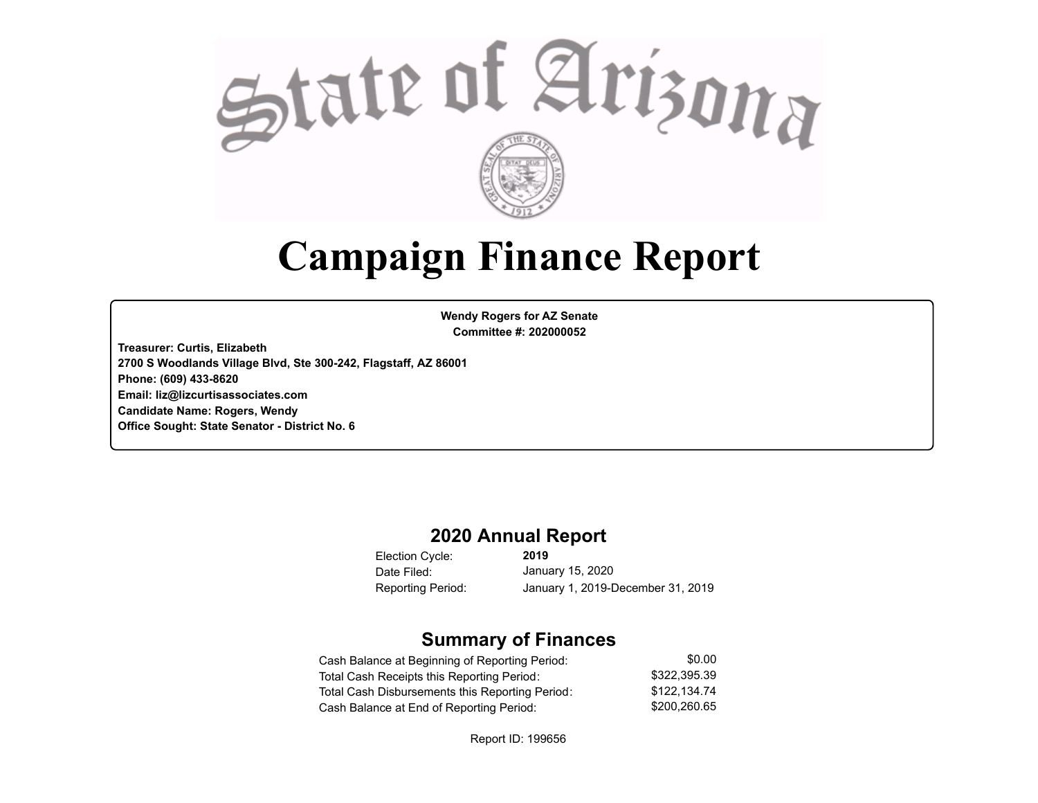# State of Arizona

# Campaign Finance Report

**Wendy Rogers for AZ Senate**
**Committee #: 202000052**

**Treasurer: Curtis, Elizabeth**
**2700 S Woodlands Village Blvd, Ste 300-242, Flagstaff, AZ 86001**
**Phone: (609) 433-8620**
**Email: liz@lizcurtisassociates.com**
**Candidate Name: Rogers, Wendy**
**Office Sought: State Senator - District No. 6**

## 2020 Annual Report

| | |
|---|---|
| Election Cycle: | **2019** |
| Date Filed: | January 15, 2020 |
| Reporting Period: | January 1, 2019-December 31, 2019 |

## Summary of Finances

| | |
|---|---|
| Cash Balance at Beginning of Reporting Period: | $0.00 |
| Total Cash Receipts this Reporting Period: | $322,395.39 |
| Total Cash Disbursements this Reporting Period: | $122,134.74 |
| Cash Balance at End of Reporting Period: | $200,260.65 |

Report ID: 199656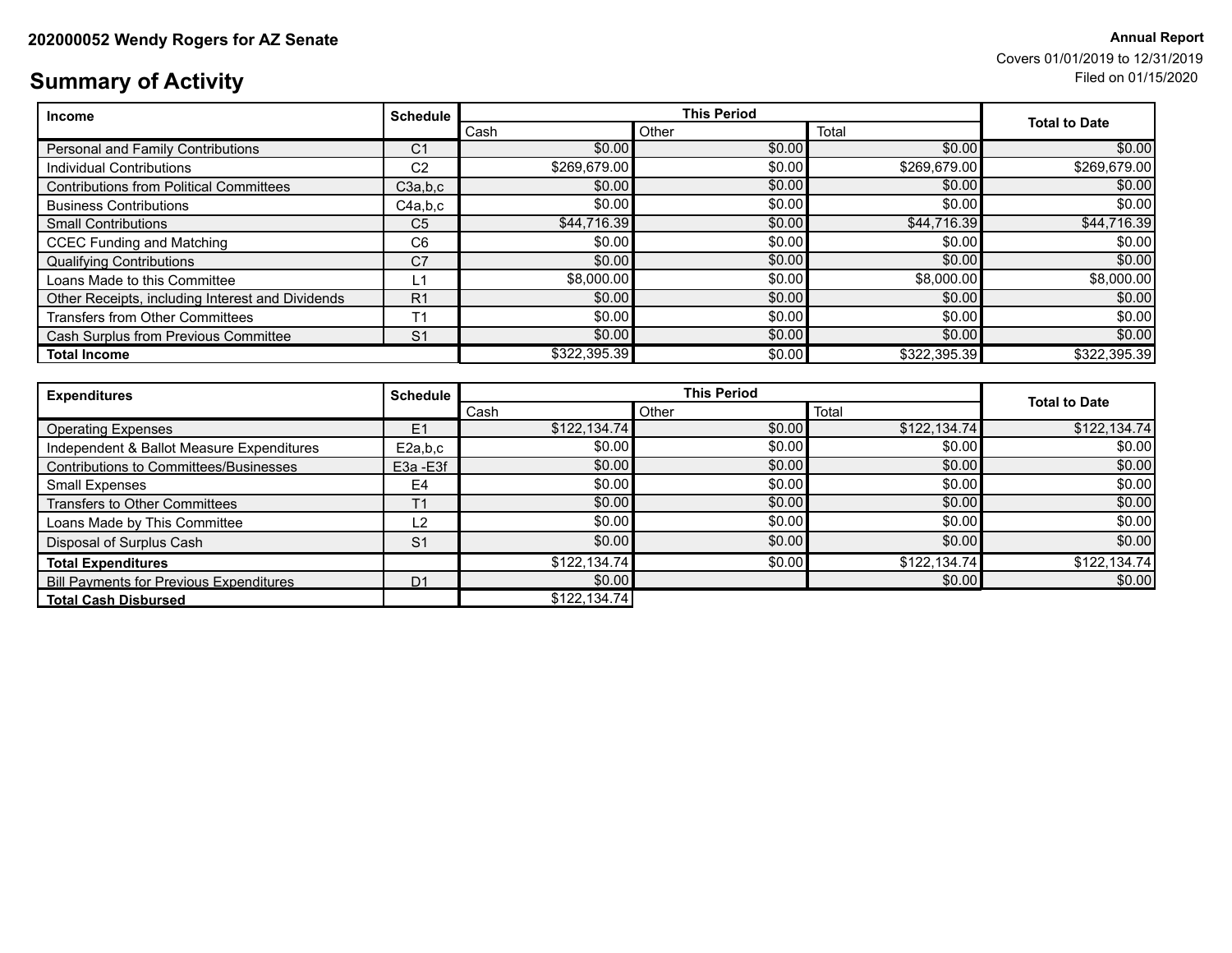**202000052 Wendy Rogers for AZ Senate**

**Annual Report**
Covers 01/01/2019 to 12/31/2019
Filed on 01/15/2020

# Summary of Activity

| Income | Schedule | This Period | | | Total to Date |
|---|---|---|---|---|---|
| | | Cash | Other | Total | |
| Personal and Family Contributions | C1 | $0.00 | $0.00 | $0.00 | $0.00 |
| Individual Contributions | C2 | $269,679.00 | $0.00 | $269,679.00 | $269,679.00 |
| Contributions from Political Committees | C3a,b,c | $0.00 | $0.00 | $0.00 | $0.00 |
| Business Contributions | C4a,b,c | $0.00 | $0.00 | $0.00 | $0.00 |
| Small Contributions | C5 | $44,716.39 | $0.00 | $44,716.39 | $44,716.39 |
| CCEC Funding and Matching | C6 | $0.00 | $0.00 | $0.00 | $0.00 |
| Qualifying Contributions | C7 | $0.00 | $0.00 | $0.00 | $0.00 |
| Loans Made to this Committee | L1 | $8,000.00 | $0.00 | $8,000.00 | $8,000.00 |
| Other Receipts, including Interest and Dividends | R1 | $0.00 | $0.00 | $0.00 | $0.00 |
| Transfers from Other Committees | T1 | $0.00 | $0.00 | $0.00 | $0.00 |
| Cash Surplus from Previous Committee | S1 | $0.00 | $0.00 | $0.00 | $0.00 |
| **Total Income** | | $322,395.39 | $0.00 | $322,395.39 | $322,395.39 |

| Expenditures | Schedule | This Period | | | Total to Date |
|---|---|---|---|---|---|
| | | Cash | Other | Total | |
| Operating Expenses | E1 | $122,134.74 | $0.00 | $122,134.74 | $122,134.74 |
| Independent & Ballot Measure Expenditures | E2a,b,c | $0.00 | $0.00 | $0.00 | $0.00 |
| Contributions to Committees/Businesses | E3a -E3f | $0.00 | $0.00 | $0.00 | $0.00 |
| Small Expenses | E4 | $0.00 | $0.00 | $0.00 | $0.00 |
| Transfers to Other Committees | T1 | $0.00 | $0.00 | $0.00 | $0.00 |
| Loans Made by This Committee | L2 | $0.00 | $0.00 | $0.00 | $0.00 |
| Disposal of Surplus Cash | S1 | $0.00 | $0.00 | $0.00 | $0.00 |
| **Total Expenditures** | | $122,134.74 | $0.00 | $122,134.74 | $122,134.74 |
| Bill Payments for Previous Expenditures | D1 | $0.00 | | $0.00 | $0.00 |
| **Total Cash Disbursed** | | $122,134.74 | | | |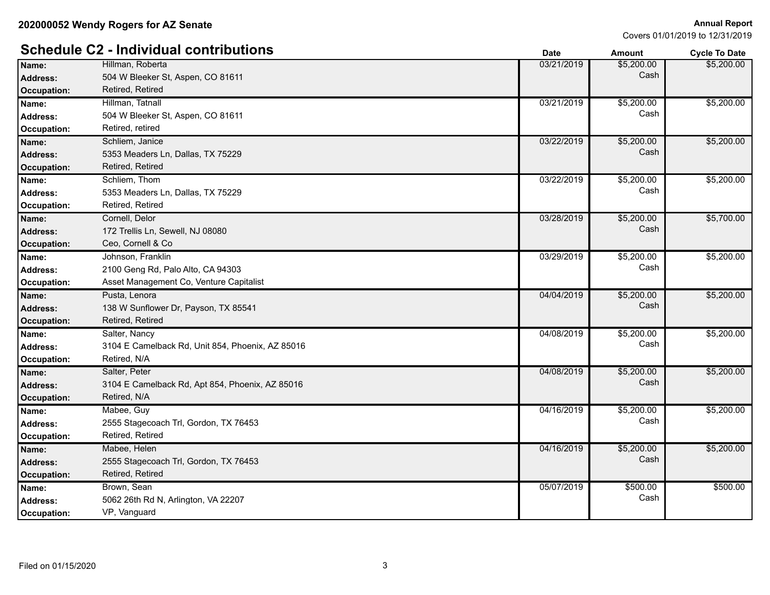**202000052 Wendy Rogers for AZ Senate**

**Annual Report**
Covers 01/01/2019 to 12/31/2019

## Schedule C2 - Individual contributions

| | | Date | Amount | Cycle To Date |
|---|---|---|---|---|
| **Name:** | Hillman, Roberta | 03/21/2019 | $5,200.00 Cash | $5,200.00 |
| **Address:** | 504 W Bleeker St, Aspen, CO 81611 | | | |
| **Occupation:** | Retired, Retired | | | |
| **Name:** | Hillman, Tatnall | 03/21/2019 | $5,200.00 Cash | $5,200.00 |
| **Address:** | 504 W Bleeker St, Aspen, CO 81611 | | | |
| **Occupation:** | Retired, retired | | | |
| **Name:** | Schliem, Janice | 03/22/2019 | $5,200.00 Cash | $5,200.00 |
| **Address:** | 5353 Meaders Ln, Dallas, TX 75229 | | | |
| **Occupation:** | Retired, Retired | | | |
| **Name:** | Schliem, Thom | 03/22/2019 | $5,200.00 Cash | $5,200.00 |
| **Address:** | 5353 Meaders Ln, Dallas, TX 75229 | | | |
| **Occupation:** | Retired, Retired | | | |
| **Name:** | Cornell, Delor | 03/28/2019 | $5,200.00 Cash | $5,700.00 |
| **Address:** | 172 Trellis Ln, Sewell, NJ 08080 | | | |
| **Occupation:** | Ceo, Cornell & Co | | | |
| **Name:** | Johnson, Franklin | 03/29/2019 | $5,200.00 Cash | $5,200.00 |
| **Address:** | 2100 Geng Rd, Palo Alto, CA 94303 | | | |
| **Occupation:** | Asset Management Co, Venture Capitalist | | | |
| **Name:** | Pusta, Lenora | 04/04/2019 | $5,200.00 Cash | $5,200.00 |
| **Address:** | 138 W Sunflower Dr, Payson, TX 85541 | | | |
| **Occupation:** | Retired, Retired | | | |
| **Name:** | Salter, Nancy | 04/08/2019 | $5,200.00 Cash | $5,200.00 |
| **Address:** | 3104 E Camelback Rd, Unit 854, Phoenix, AZ 85016 | | | |
| **Occupation:** | Retired, N/A | | | |
| **Name:** | Salter, Peter | 04/08/2019 | $5,200.00 Cash | $5,200.00 |
| **Address:** | 3104 E Camelback Rd, Apt 854, Phoenix, AZ 85016 | | | |
| **Occupation:** | Retired, N/A | | | |
| **Name:** | Mabee, Guy | 04/16/2019 | $5,200.00 Cash | $5,200.00 |
| **Address:** | 2555 Stagecoach Trl, Gordon, TX 76453 | | | |
| **Occupation:** | Retired, Retired | | | |
| **Name:** | Mabee, Helen | 04/16/2019 | $5,200.00 Cash | $5,200.00 |
| **Address:** | 2555 Stagecoach Trl, Gordon, TX 76453 | | | |
| **Occupation:** | Retired, Retired | | | |
| **Name:** | Brown, Sean | 05/07/2019 | $500.00 Cash | $500.00 |
| **Address:** | 5062 26th Rd N, Arlington, VA 22207 | | | |
| **Occupation:** | VP, Vanguard | | | |

Filed on 01/15/2020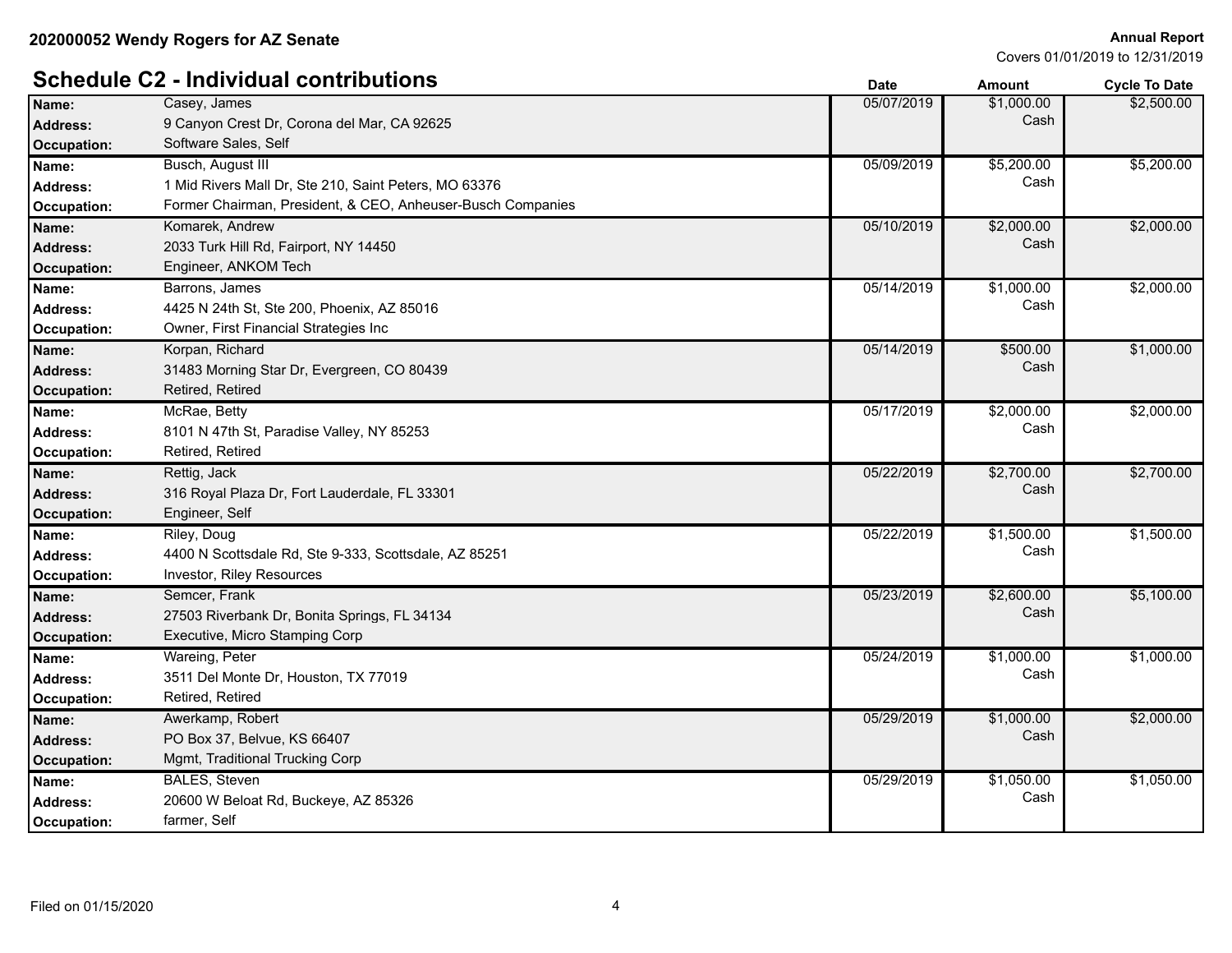**202000052 Wendy Rogers for AZ Senate**

**Annual Report**
Covers 01/01/2019 to 12/31/2019

## Schedule C2 - Individual contributions

| | | Date | Amount | Cycle To Date |
|---|---|---|---|---|
| **Name:** | Casey, James | 05/07/2019 | $1,000.00 | $2,500.00 |
| **Address:** | 9 Canyon Crest Dr, Corona del Mar, CA 92625 | | Cash | |
| **Occupation:** | Software Sales, Self | | | |
| **Name:** | Busch, August III | 05/09/2019 | $5,200.00 | $5,200.00 |
| **Address:** | 1 Mid Rivers Mall Dr, Ste 210, Saint Peters, MO 63376 | | Cash | |
| **Occupation:** | Former Chairman, President, & CEO, Anheuser-Busch Companies | | | |
| **Name:** | Komarek, Andrew | 05/10/2019 | $2,000.00 | $2,000.00 |
| **Address:** | 2033 Turk Hill Rd, Fairport, NY 14450 | | Cash | |
| **Occupation:** | Engineer, ANKOM Tech | | | |
| **Name:** | Barrons, James | 05/14/2019 | $1,000.00 | $2,000.00 |
| **Address:** | 4425 N 24th St, Ste 200, Phoenix, AZ 85016 | | Cash | |
| **Occupation:** | Owner, First Financial Strategies Inc | | | |
| **Name:** | Korpan, Richard | 05/14/2019 | $500.00 | $1,000.00 |
| **Address:** | 31483 Morning Star Dr, Evergreen, CO 80439 | | Cash | |
| **Occupation:** | Retired, Retired | | | |
| **Name:** | McRae, Betty | 05/17/2019 | $2,000.00 | $2,000.00 |
| **Address:** | 8101 N 47th St, Paradise Valley, NY 85253 | | Cash | |
| **Occupation:** | Retired, Retired | | | |
| **Name:** | Rettig, Jack | 05/22/2019 | $2,700.00 | $2,700.00 |
| **Address:** | 316 Royal Plaza Dr, Fort Lauderdale, FL 33301 | | Cash | |
| **Occupation:** | Engineer, Self | | | |
| **Name:** | Riley, Doug | 05/22/2019 | $1,500.00 | $1,500.00 |
| **Address:** | 4400 N Scottsdale Rd, Ste 9-333, Scottsdale, AZ 85251 | | Cash | |
| **Occupation:** | Investor, Riley Resources | | | |
| **Name:** | Semcer, Frank | 05/23/2019 | $2,600.00 | $5,100.00 |
| **Address:** | 27503 Riverbank Dr, Bonita Springs, FL 34134 | | Cash | |
| **Occupation:** | Executive, Micro Stamping Corp | | | |
| **Name:** | Wareing, Peter | 05/24/2019 | $1,000.00 | $1,000.00 |
| **Address:** | 3511 Del Monte Dr, Houston, TX 77019 | | Cash | |
| **Occupation:** | Retired, Retired | | | |
| **Name:** | Awerkamp, Robert | 05/29/2019 | $1,000.00 | $2,000.00 |
| **Address:** | PO Box 37, Belvue, KS 66407 | | Cash | |
| **Occupation:** | Mgmt, Traditional Trucking Corp | | | |
| **Name:** | BALES, Steven | 05/29/2019 | $1,050.00 | $1,050.00 |
| **Address:** | 20600 W Beloat Rd, Buckeye, AZ 85326 | | Cash | |
| **Occupation:** | farmer, Self | | | |

Filed on 01/15/2020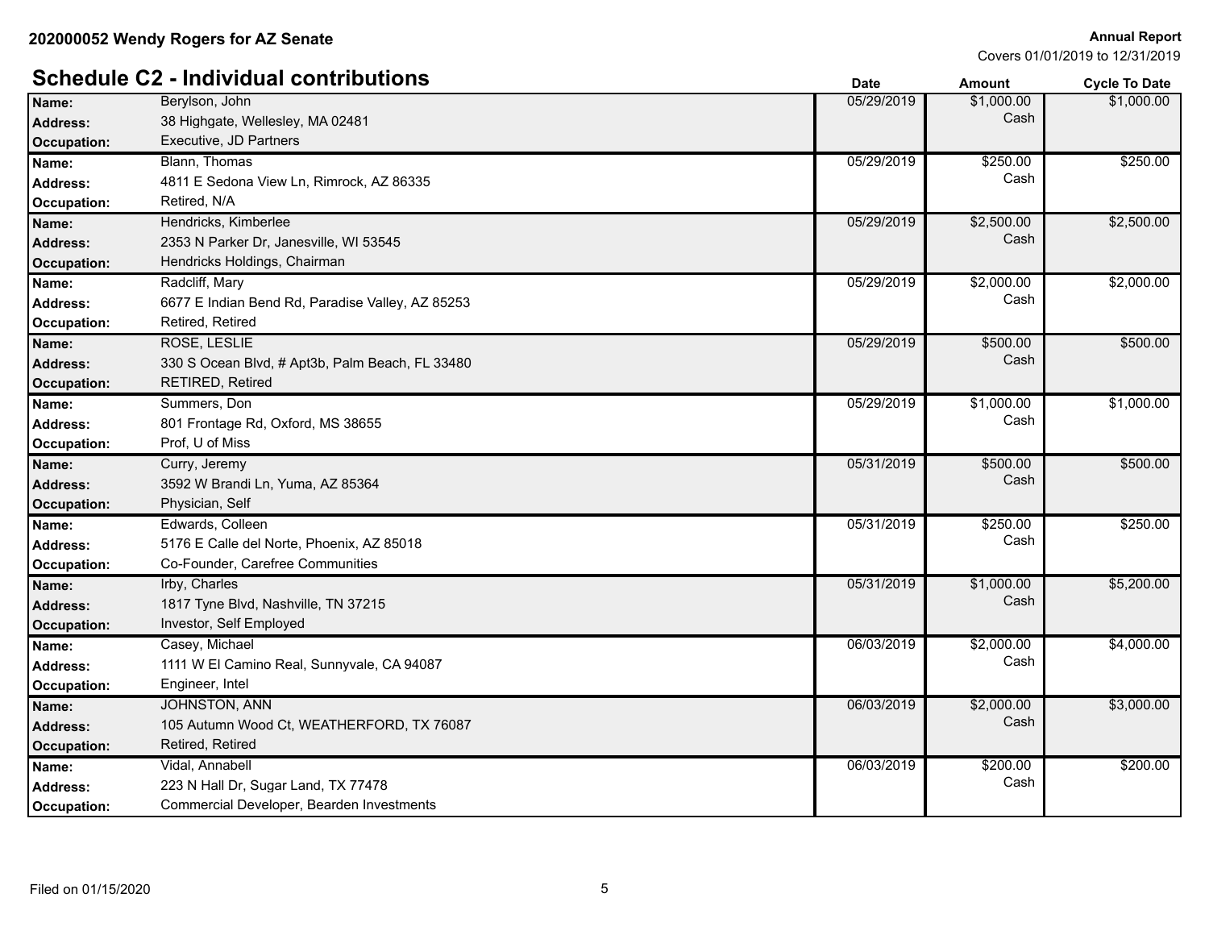**202000052 Wendy Rogers for AZ Senate**

**Annual Report**
Covers 01/01/2019 to 12/31/2019

## Schedule C2 - Individual contributions

| | | Date | Amount | Cycle To Date |
|---|---|---|---|---|
| **Name:** | Berylson, John | 05/29/2019 | $1,000.00 | $1,000.00 |
| **Address:** | 38 Highgate, Wellesley, MA 02481 | | Cash | |
| **Occupation:** | Executive, JD Partners | | | |
| **Name:** | Blann, Thomas | 05/29/2019 | $250.00 | $250.00 |
| **Address:** | 4811 E Sedona View Ln, Rimrock, AZ 86335 | | Cash | |
| **Occupation:** | Retired, N/A | | | |
| **Name:** | Hendricks, Kimberlee | 05/29/2019 | $2,500.00 | $2,500.00 |
| **Address:** | 2353 N Parker Dr, Janesville, WI 53545 | | Cash | |
| **Occupation:** | Hendricks Holdings, Chairman | | | |
| **Name:** | Radcliff, Mary | 05/29/2019 | $2,000.00 | $2,000.00 |
| **Address:** | 6677 E Indian Bend Rd, Paradise Valley, AZ 85253 | | Cash | |
| **Occupation:** | Retired, Retired | | | |
| **Name:** | ROSE, LESLIE | 05/29/2019 | $500.00 | $500.00 |
| **Address:** | 330 S Ocean Blvd, # Apt3b, Palm Beach, FL 33480 | | Cash | |
| **Occupation:** | RETIRED, Retired | | | |
| **Name:** | Summers, Don | 05/29/2019 | $1,000.00 | $1,000.00 |
| **Address:** | 801 Frontage Rd, Oxford, MS 38655 | | Cash | |
| **Occupation:** | Prof, U of Miss | | | |
| **Name:** | Curry, Jeremy | 05/31/2019 | $500.00 | $500.00 |
| **Address:** | 3592 W Brandi Ln, Yuma, AZ 85364 | | Cash | |
| **Occupation:** | Physician, Self | | | |
| **Name:** | Edwards, Colleen | 05/31/2019 | $250.00 | $250.00 |
| **Address:** | 5176 E Calle del Norte, Phoenix, AZ 85018 | | Cash | |
| **Occupation:** | Co-Founder, Carefree Communities | | | |
| **Name:** | Irby, Charles | 05/31/2019 | $1,000.00 | $5,200.00 |
| **Address:** | 1817 Tyne Blvd, Nashville, TN 37215 | | Cash | |
| **Occupation:** | Investor, Self Employed | | | |
| **Name:** | Casey, Michael | 06/03/2019 | $2,000.00 | $4,000.00 |
| **Address:** | 1111 W El Camino Real, Sunnyvale, CA 94087 | | Cash | |
| **Occupation:** | Engineer, Intel | | | |
| **Name:** | JOHNSTON, ANN | 06/03/2019 | $2,000.00 | $3,000.00 |
| **Address:** | 105 Autumn Wood Ct, WEATHERFORD, TX 76087 | | Cash | |
| **Occupation:** | Retired, Retired | | | |
| **Name:** | Vidal, Annabell | 06/03/2019 | $200.00 | $200.00 |
| **Address:** | 223 N Hall Dr, Sugar Land, TX 77478 | | Cash | |
| **Occupation:** | Commercial Developer, Bearden Investments | | | |

Filed on 01/15/2020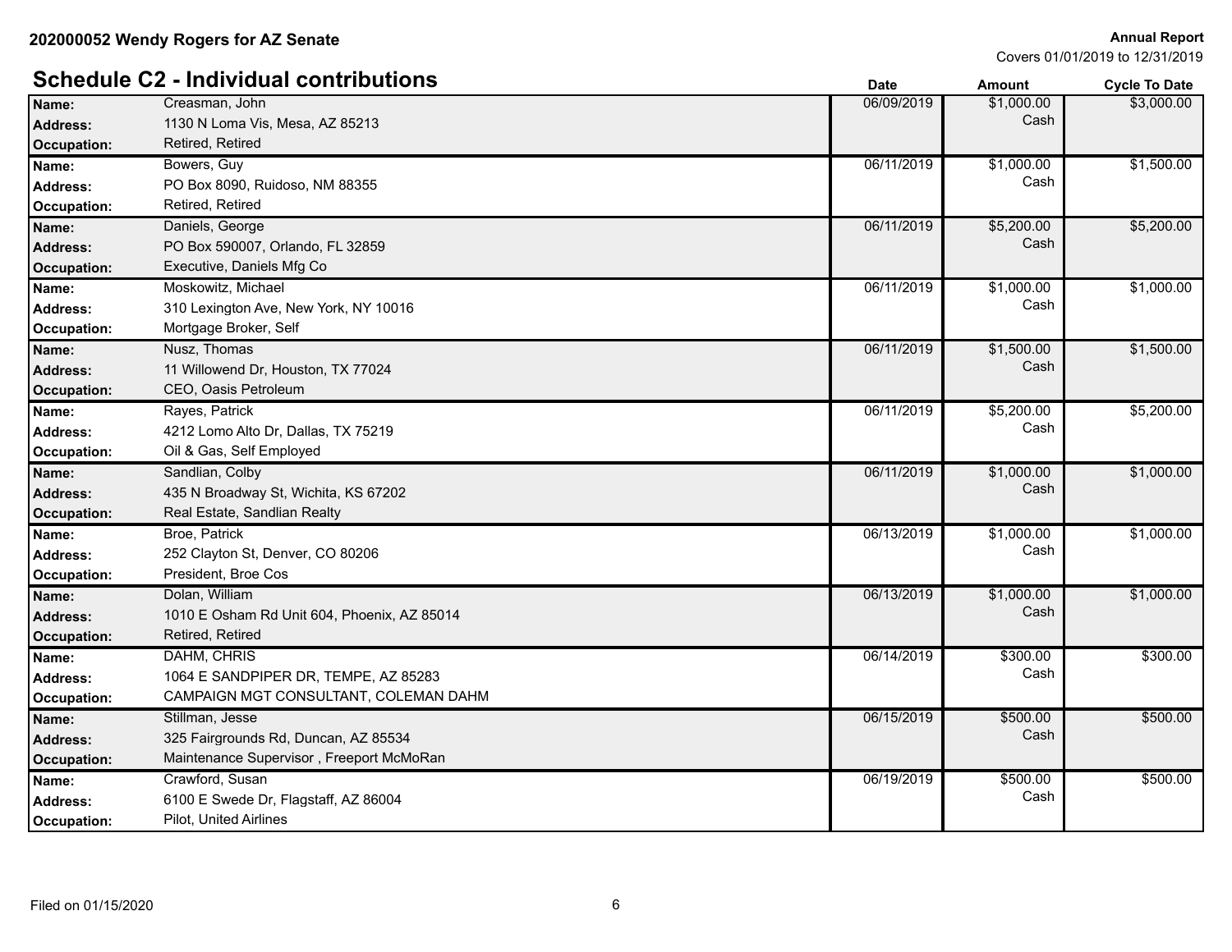**202000052 Wendy Rogers for AZ Senate**

**Annual Report**
Covers 01/01/2019 to 12/31/2019

## Schedule C2 - Individual contributions

| | | Date | Amount | Cycle To Date |
|---|---|---|---|---|
| **Name:** | Creasman, John | 06/09/2019 | $1,000.00 Cash | $3,000.00 |
| **Address:** | 1130 N Loma Vis, Mesa, AZ 85213 | | | |
| **Occupation:** | Retired, Retired | | | |
| **Name:** | Bowers, Guy | 06/11/2019 | $1,000.00 Cash | $1,500.00 |
| **Address:** | PO Box 8090, Ruidoso, NM 88355 | | | |
| **Occupation:** | Retired, Retired | | | |
| **Name:** | Daniels, George | 06/11/2019 | $5,200.00 Cash | $5,200.00 |
| **Address:** | PO Box 590007, Orlando, FL 32859 | | | |
| **Occupation:** | Executive, Daniels Mfg Co | | | |
| **Name:** | Moskowitz, Michael | 06/11/2019 | $1,000.00 Cash | $1,000.00 |
| **Address:** | 310 Lexington Ave, New York, NY 10016 | | | |
| **Occupation:** | Mortgage Broker, Self | | | |
| **Name:** | Nusz, Thomas | 06/11/2019 | $1,500.00 Cash | $1,500.00 |
| **Address:** | 11 Willowend Dr, Houston, TX 77024 | | | |
| **Occupation:** | CEO, Oasis Petroleum | | | |
| **Name:** | Rayes, Patrick | 06/11/2019 | $5,200.00 Cash | $5,200.00 |
| **Address:** | 4212 Lomo Alto Dr, Dallas, TX 75219 | | | |
| **Occupation:** | Oil & Gas, Self Employed | | | |
| **Name:** | Sandlian, Colby | 06/11/2019 | $1,000.00 Cash | $1,000.00 |
| **Address:** | 435 N Broadway St, Wichita, KS 67202 | | | |
| **Occupation:** | Real Estate, Sandlian Realty | | | |
| **Name:** | Broe, Patrick | 06/13/2019 | $1,000.00 Cash | $1,000.00 |
| **Address:** | 252 Clayton St, Denver, CO 80206 | | | |
| **Occupation:** | President, Broe Cos | | | |
| **Name:** | Dolan, William | 06/13/2019 | $1,000.00 Cash | $1,000.00 |
| **Address:** | 1010 E Osham Rd Unit 604, Phoenix, AZ 85014 | | | |
| **Occupation:** | Retired, Retired | | | |
| **Name:** | DAHM, CHRIS | 06/14/2019 | $300.00 Cash | $300.00 |
| **Address:** | 1064 E SANDPIPER DR, TEMPE, AZ 85283 | | | |
| **Occupation:** | CAMPAIGN MGT CONSULTANT, COLEMAN DAHM | | | |
| **Name:** | Stillman, Jesse | 06/15/2019 | $500.00 Cash | $500.00 |
| **Address:** | 325 Fairgrounds Rd, Duncan, AZ 85534 | | | |
| **Occupation:** | Maintenance Supervisor , Freeport McMoRan | | | |
| **Name:** | Crawford, Susan | 06/19/2019 | $500.00 Cash | $500.00 |
| **Address:** | 6100 E Swede Dr, Flagstaff, AZ 86004 | | | |
| **Occupation:** | Pilot, United Airlines | | | |

Filed on 01/15/2020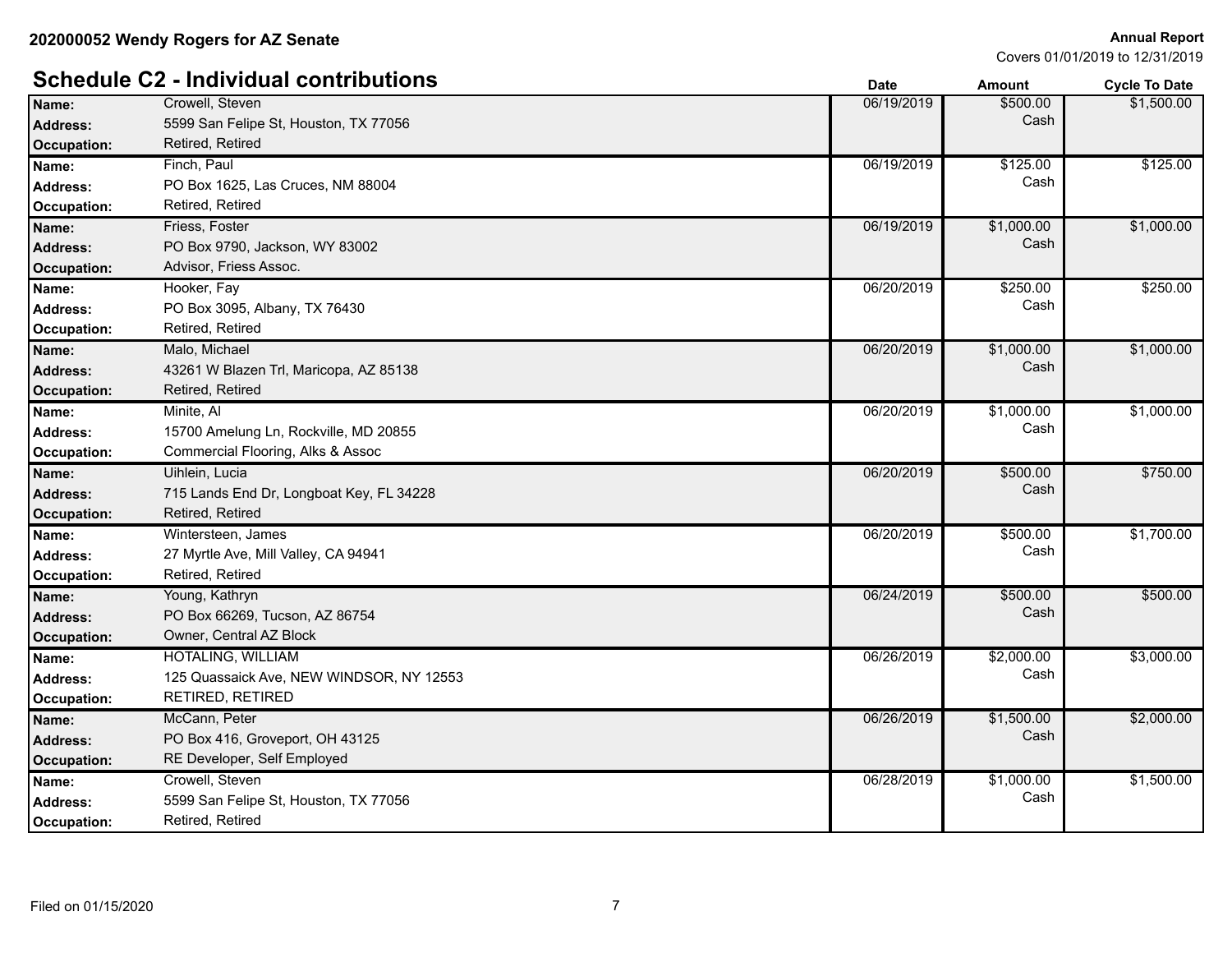**202000052 Wendy Rogers for AZ Senate**

**Annual Report**
Covers 01/01/2019 to 12/31/2019

## Schedule C2 - Individual contributions

| | | Date | Amount | Cycle To Date |
|---|---|---|---|---|
| **Name:** | Crowell, Steven | 06/19/2019 | $500.00 Cash | $1,500.00 |
| **Address:** | 5599 San Felipe St, Houston, TX 77056 | | | |
| **Occupation:** | Retired, Retired | | | |
| **Name:** | Finch, Paul | 06/19/2019 | $125.00 Cash | $125.00 |
| **Address:** | PO Box 1625, Las Cruces, NM 88004 | | | |
| **Occupation:** | Retired, Retired | | | |
| **Name:** | Friess, Foster | 06/19/2019 | $1,000.00 Cash | $1,000.00 |
| **Address:** | PO Box 9790, Jackson, WY 83002 | | | |
| **Occupation:** | Advisor, Friess Assoc. | | | |
| **Name:** | Hooker, Fay | 06/20/2019 | $250.00 Cash | $250.00 |
| **Address:** | PO Box 3095, Albany, TX 76430 | | | |
| **Occupation:** | Retired, Retired | | | |
| **Name:** | Malo, Michael | 06/20/2019 | $1,000.00 Cash | $1,000.00 |
| **Address:** | 43261 W Blazen Trl, Maricopa, AZ 85138 | | | |
| **Occupation:** | Retired, Retired | | | |
| **Name:** | Minite, Al | 06/20/2019 | $1,000.00 Cash | $1,000.00 |
| **Address:** | 15700 Amelung Ln, Rockville, MD 20855 | | | |
| **Occupation:** | Commercial Flooring, Alks & Assoc | | | |
| **Name:** | Uihlein, Lucia | 06/20/2019 | $500.00 Cash | $750.00 |
| **Address:** | 715 Lands End Dr, Longboat Key, FL 34228 | | | |
| **Occupation:** | Retired, Retired | | | |
| **Name:** | Wintersteen, James | 06/20/2019 | $500.00 Cash | $1,700.00 |
| **Address:** | 27 Myrtle Ave, Mill Valley, CA 94941 | | | |
| **Occupation:** | Retired, Retired | | | |
| **Name:** | Young, Kathryn | 06/24/2019 | $500.00 Cash | $500.00 |
| **Address:** | PO Box 66269, Tucson, AZ 86754 | | | |
| **Occupation:** | Owner, Central AZ Block | | | |
| **Name:** | HOTALING, WILLIAM | 06/26/2019 | $2,000.00 Cash | $3,000.00 |
| **Address:** | 125 Quassaick Ave, NEW WINDSOR, NY 12553 | | | |
| **Occupation:** | RETIRED, RETIRED | | | |
| **Name:** | McCann, Peter | 06/26/2019 | $1,500.00 Cash | $2,000.00 |
| **Address:** | PO Box 416, Groveport, OH 43125 | | | |
| **Occupation:** | RE Developer, Self Employed | | | |
| **Name:** | Crowell, Steven | 06/28/2019 | $1,000.00 Cash | $1,500.00 |
| **Address:** | 5599 San Felipe St, Houston, TX 77056 | | | |
| **Occupation:** | Retired, Retired | | | |

Filed on 01/15/2020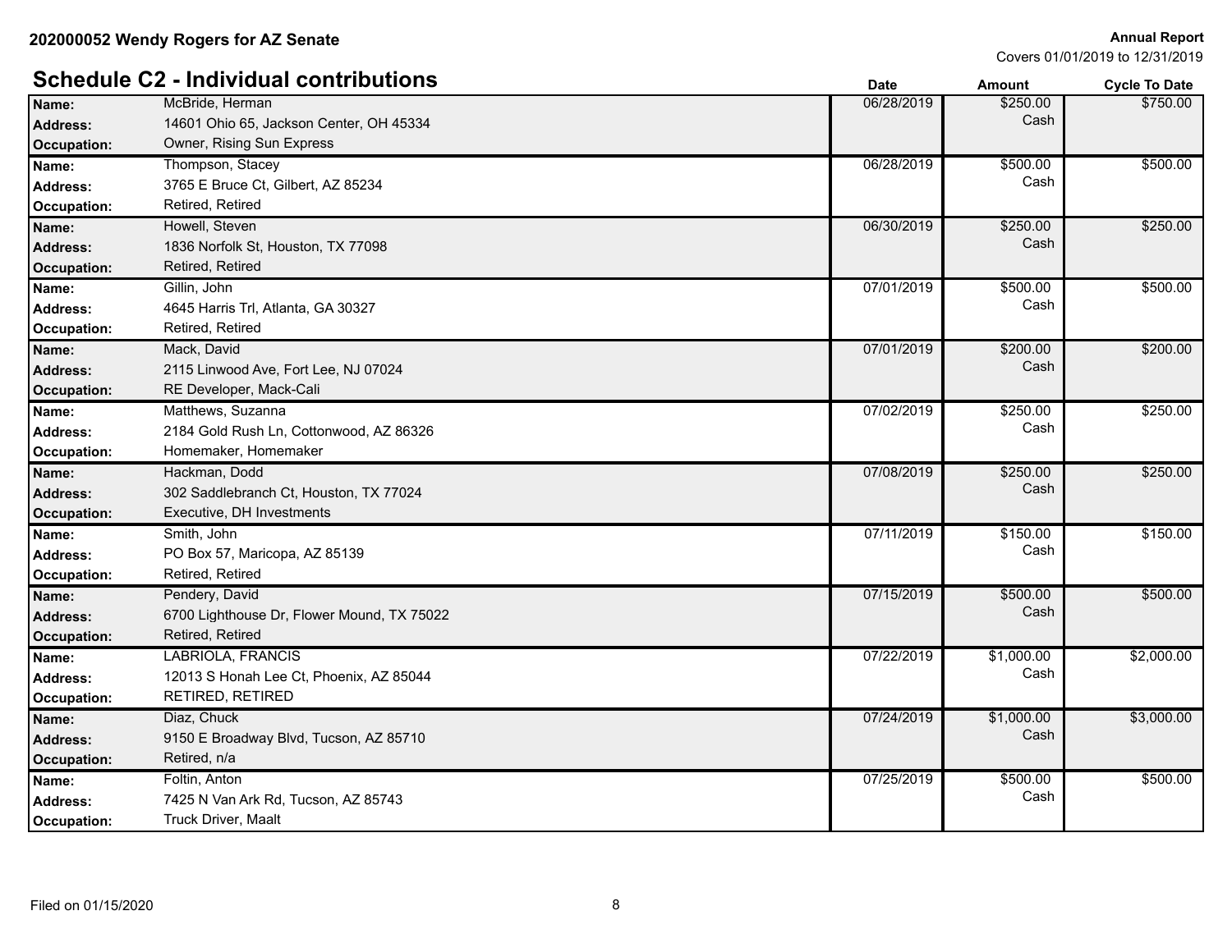**202000052 Wendy Rogers for AZ Senate**

**Annual Report**
Covers 01/01/2019 to 12/31/2019

## Schedule C2 - Individual contributions

| | | Date | Amount | Cycle To Date |
|---|---|---|---|---|
| **Name:** | McBride, Herman | 06/28/2019 | $250.00 Cash | $750.00 |
| **Address:** | 14601 Ohio 65, Jackson Center, OH 45334 | | | |
| **Occupation:** | Owner, Rising Sun Express | | | |
| **Name:** | Thompson, Stacey | 06/28/2019 | $500.00 Cash | $500.00 |
| **Address:** | 3765 E Bruce Ct, Gilbert, AZ 85234 | | | |
| **Occupation:** | Retired, Retired | | | |
| **Name:** | Howell, Steven | 06/30/2019 | $250.00 Cash | $250.00 |
| **Address:** | 1836 Norfolk St, Houston, TX 77098 | | | |
| **Occupation:** | Retired, Retired | | | |
| **Name:** | Gillin, John | 07/01/2019 | $500.00 Cash | $500.00 |
| **Address:** | 4645 Harris Trl, Atlanta, GA 30327 | | | |
| **Occupation:** | Retired, Retired | | | |
| **Name:** | Mack, David | 07/01/2019 | $200.00 Cash | $200.00 |
| **Address:** | 2115 Linwood Ave, Fort Lee, NJ 07024 | | | |
| **Occupation:** | RE Developer, Mack-Cali | | | |
| **Name:** | Matthews, Suzanna | 07/02/2019 | $250.00 Cash | $250.00 |
| **Address:** | 2184 Gold Rush Ln, Cottonwood, AZ 86326 | | | |
| **Occupation:** | Homemaker, Homemaker | | | |
| **Name:** | Hackman, Dodd | 07/08/2019 | $250.00 Cash | $250.00 |
| **Address:** | 302 Saddlebranch Ct, Houston, TX 77024 | | | |
| **Occupation:** | Executive, DH Investments | | | |
| **Name:** | Smith, John | 07/11/2019 | $150.00 Cash | $150.00 |
| **Address:** | PO Box 57, Maricopa, AZ 85139 | | | |
| **Occupation:** | Retired, Retired | | | |
| **Name:** | Pendery, David | 07/15/2019 | $500.00 Cash | $500.00 |
| **Address:** | 6700 Lighthouse Dr, Flower Mound, TX 75022 | | | |
| **Occupation:** | Retired, Retired | | | |
| **Name:** | LABRIOLA, FRANCIS | 07/22/2019 | $1,000.00 Cash | $2,000.00 |
| **Address:** | 12013 S Honah Lee Ct, Phoenix, AZ 85044 | | | |
| **Occupation:** | RETIRED, RETIRED | | | |
| **Name:** | Diaz, Chuck | 07/24/2019 | $1,000.00 Cash | $3,000.00 |
| **Address:** | 9150 E Broadway Blvd, Tucson, AZ 85710 | | | |
| **Occupation:** | Retired, n/a | | | |
| **Name:** | Foltin, Anton | 07/25/2019 | $500.00 Cash | $500.00 |
| **Address:** | 7425 N Van Ark Rd, Tucson, AZ 85743 | | | |
| **Occupation:** | Truck Driver, Maalt | | | |

Filed on 01/15/2020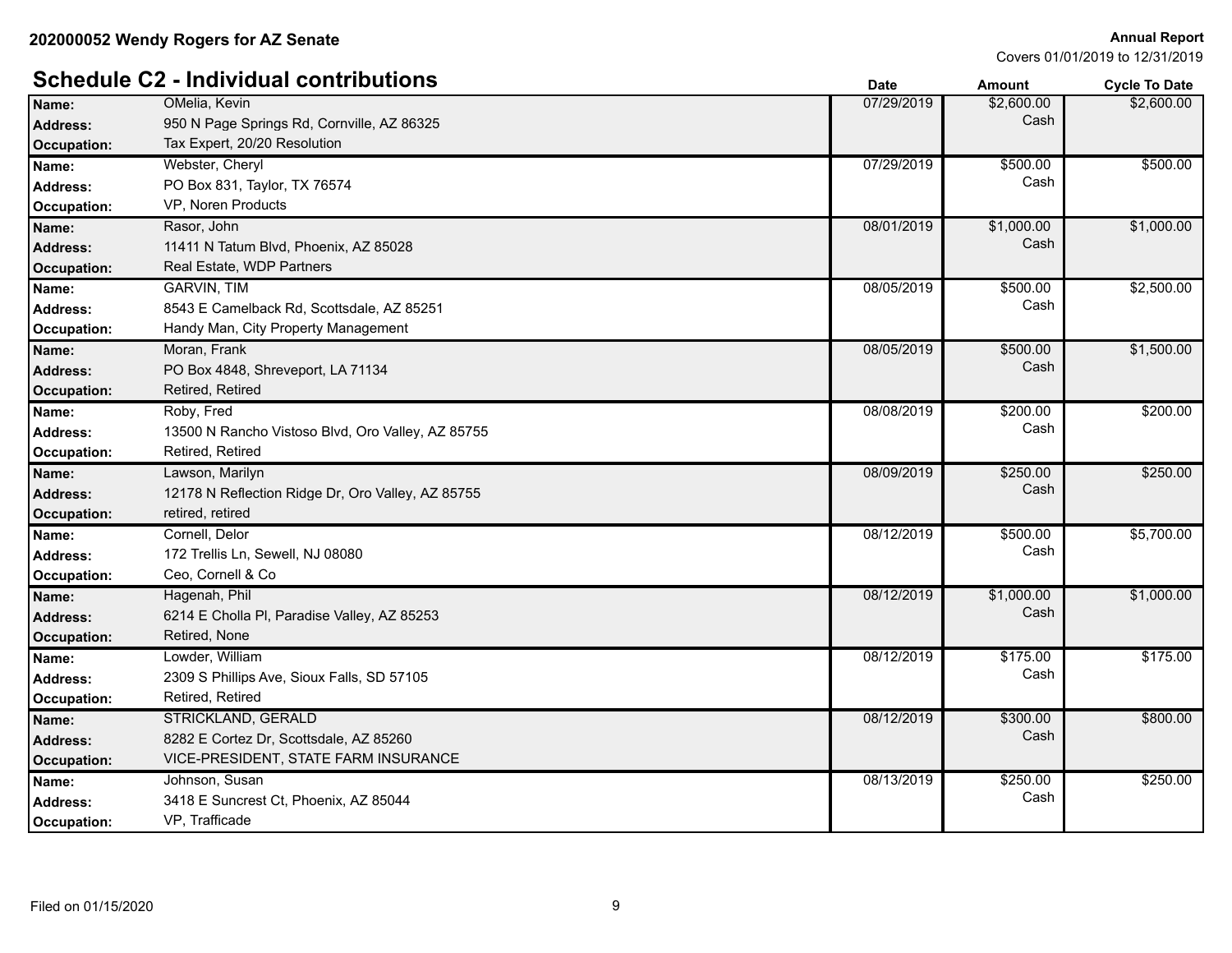**202000052 Wendy Rogers for AZ Senate**

**Annual Report**
Covers 01/01/2019 to 12/31/2019

## Schedule C2 - Individual contributions

| | | Date | Amount | Cycle To Date |
|---|---|---|---|---|
| **Name:** | OMelia, Kevin | 07/29/2019 | $2,600.00 Cash | $2,600.00 |
| **Address:** | 950 N Page Springs Rd, Cornville, AZ 86325 | | | |
| **Occupation:** | Tax Expert, 20/20 Resolution | | | |
| **Name:** | Webster, Cheryl | 07/29/2019 | $500.00 Cash | $500.00 |
| **Address:** | PO Box 831, Taylor, TX 76574 | | | |
| **Occupation:** | VP, Noren Products | | | |
| **Name:** | Rasor, John | 08/01/2019 | $1,000.00 Cash | $1,000.00 |
| **Address:** | 11411 N Tatum Blvd, Phoenix, AZ 85028 | | | |
| **Occupation:** | Real Estate, WDP Partners | | | |
| **Name:** | GARVIN, TIM | 08/05/2019 | $500.00 Cash | $2,500.00 |
| **Address:** | 8543 E Camelback Rd, Scottsdale, AZ 85251 | | | |
| **Occupation:** | Handy Man, City Property Management | | | |
| **Name:** | Moran, Frank | 08/05/2019 | $500.00 Cash | $1,500.00 |
| **Address:** | PO Box 4848, Shreveport, LA 71134 | | | |
| **Occupation:** | Retired, Retired | | | |
| **Name:** | Roby, Fred | 08/08/2019 | $200.00 Cash | $200.00 |
| **Address:** | 13500 N Rancho Vistoso Blvd, Oro Valley, AZ 85755 | | | |
| **Occupation:** | Retired, Retired | | | |
| **Name:** | Lawson, Marilyn | 08/09/2019 | $250.00 Cash | $250.00 |
| **Address:** | 12178 N Reflection Ridge Dr, Oro Valley, AZ 85755 | | | |
| **Occupation:** | retired, retired | | | |
| **Name:** | Cornell, Delor | 08/12/2019 | $500.00 Cash | $5,700.00 |
| **Address:** | 172 Trellis Ln, Sewell, NJ 08080 | | | |
| **Occupation:** | Ceo, Cornell & Co | | | |
| **Name:** | Hagenah, Phil | 08/12/2019 | $1,000.00 Cash | $1,000.00 |
| **Address:** | 6214 E Cholla Pl, Paradise Valley, AZ 85253 | | | |
| **Occupation:** | Retired, None | | | |
| **Name:** | Lowder, William | 08/12/2019 | $175.00 Cash | $175.00 |
| **Address:** | 2309 S Phillips Ave, Sioux Falls, SD 57105 | | | |
| **Occupation:** | Retired, Retired | | | |
| **Name:** | STRICKLAND, GERALD | 08/12/2019 | $300.00 Cash | $800.00 |
| **Address:** | 8282 E Cortez Dr, Scottsdale, AZ 85260 | | | |
| **Occupation:** | VICE-PRESIDENT, STATE FARM INSURANCE | | | |
| **Name:** | Johnson, Susan | 08/13/2019 | $250.00 Cash | $250.00 |
| **Address:** | 3418 E Suncrest Ct, Phoenix, AZ 85044 | | | |
| **Occupation:** | VP, Trafficade | | | |

Filed on 01/15/2020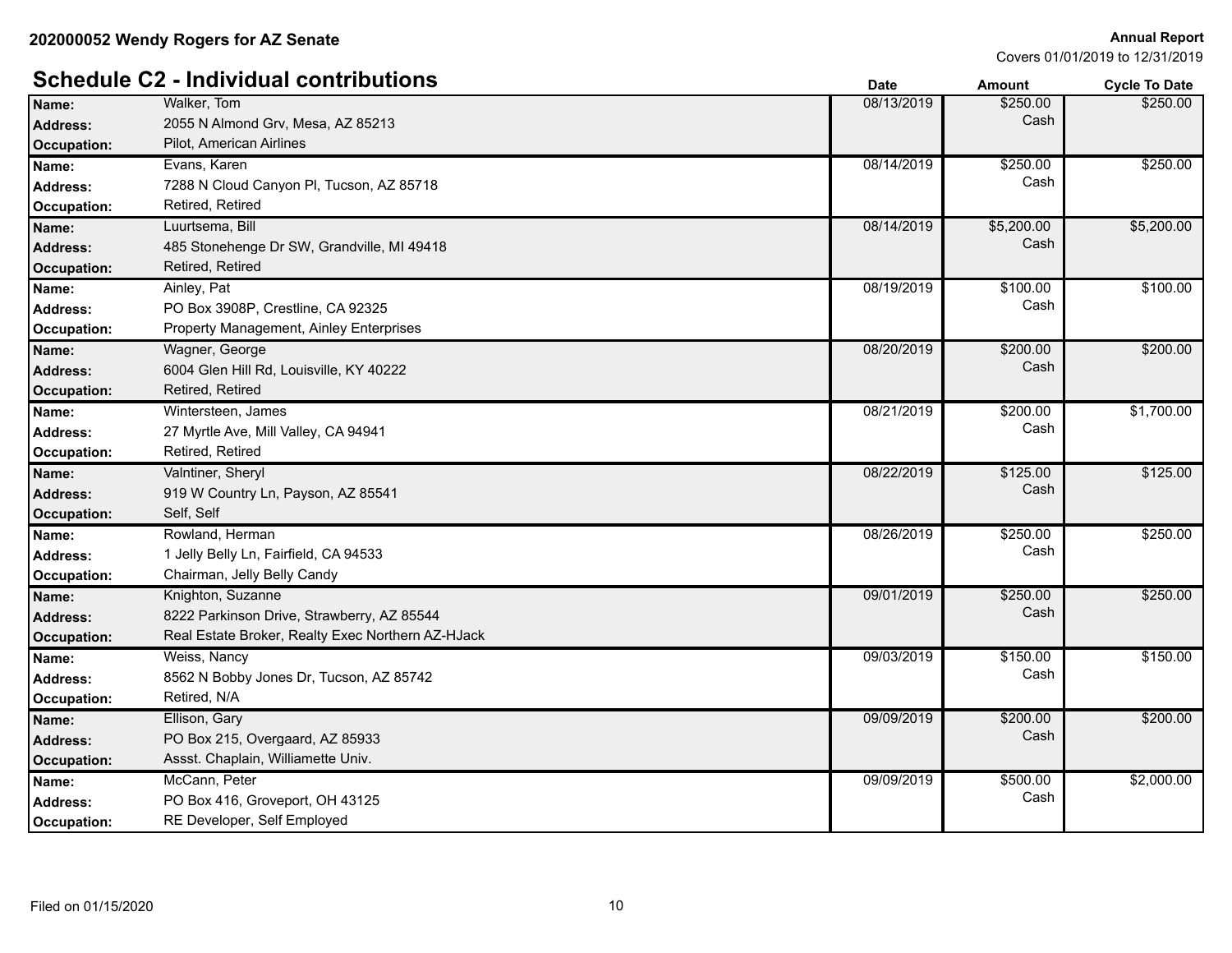**202000052 Wendy Rogers for AZ Senate**

**Annual Report**
Covers 01/01/2019 to 12/31/2019

## Schedule C2 - Individual contributions

| | | Date | Amount | Cycle To Date |
|---|---|---|---|---|
| **Name:** | Walker, Tom | 08/13/2019 | $250.00 Cash | $250.00 |
| **Address:** | 2055 N Almond Grv, Mesa, AZ 85213 | | | |
| **Occupation:** | Pilot, American Airlines | | | |
| **Name:** | Evans, Karen | 08/14/2019 | $250.00 Cash | $250.00 |
| **Address:** | 7288 N Cloud Canyon Pl, Tucson, AZ 85718 | | | |
| **Occupation:** | Retired, Retired | | | |
| **Name:** | Luurtsema, Bill | 08/14/2019 | $5,200.00 Cash | $5,200.00 |
| **Address:** | 485 Stonehenge Dr SW, Grandville, MI 49418 | | | |
| **Occupation:** | Retired, Retired | | | |
| **Name:** | Ainley, Pat | 08/19/2019 | $100.00 Cash | $100.00 |
| **Address:** | PO Box 3908P, Crestline, CA 92325 | | | |
| **Occupation:** | Property Management, Ainley Enterprises | | | |
| **Name:** | Wagner, George | 08/20/2019 | $200.00 Cash | $200.00 |
| **Address:** | 6004 Glen Hill Rd, Louisville, KY 40222 | | | |
| **Occupation:** | Retired, Retired | | | |
| **Name:** | Wintersteen, James | 08/21/2019 | $200.00 Cash | $1,700.00 |
| **Address:** | 27 Myrtle Ave, Mill Valley, CA 94941 | | | |
| **Occupation:** | Retired, Retired | | | |
| **Name:** | Valntiner, Sheryl | 08/22/2019 | $125.00 Cash | $125.00 |
| **Address:** | 919 W Country Ln, Payson, AZ 85541 | | | |
| **Occupation:** | Self, Self | | | |
| **Name:** | Rowland, Herman | 08/26/2019 | $250.00 Cash | $250.00 |
| **Address:** | 1 Jelly Belly Ln, Fairfield, CA 94533 | | | |
| **Occupation:** | Chairman, Jelly Belly Candy | | | |
| **Name:** | Knighton, Suzanne | 09/01/2019 | $250.00 Cash | $250.00 |
| **Address:** | 8222 Parkinson Drive, Strawberry, AZ 85544 | | | |
| **Occupation:** | Real Estate Broker, Realty Exec Northern AZ-HJack | | | |
| **Name:** | Weiss, Nancy | 09/03/2019 | $150.00 Cash | $150.00 |
| **Address:** | 8562 N Bobby Jones Dr, Tucson, AZ 85742 | | | |
| **Occupation:** | Retired, N/A | | | |
| **Name:** | Ellison, Gary | 09/09/2019 | $200.00 Cash | $200.00 |
| **Address:** | PO Box 215, Overgaard, AZ 85933 | | | |
| **Occupation:** | Assst. Chaplain, Williamette Univ. | | | |
| **Name:** | McCann, Peter | 09/09/2019 | $500.00 Cash | $2,000.00 |
| **Address:** | PO Box 416, Groveport, OH 43125 | | | |
| **Occupation:** | RE Developer, Self Employed | | | |

Filed on 01/15/2020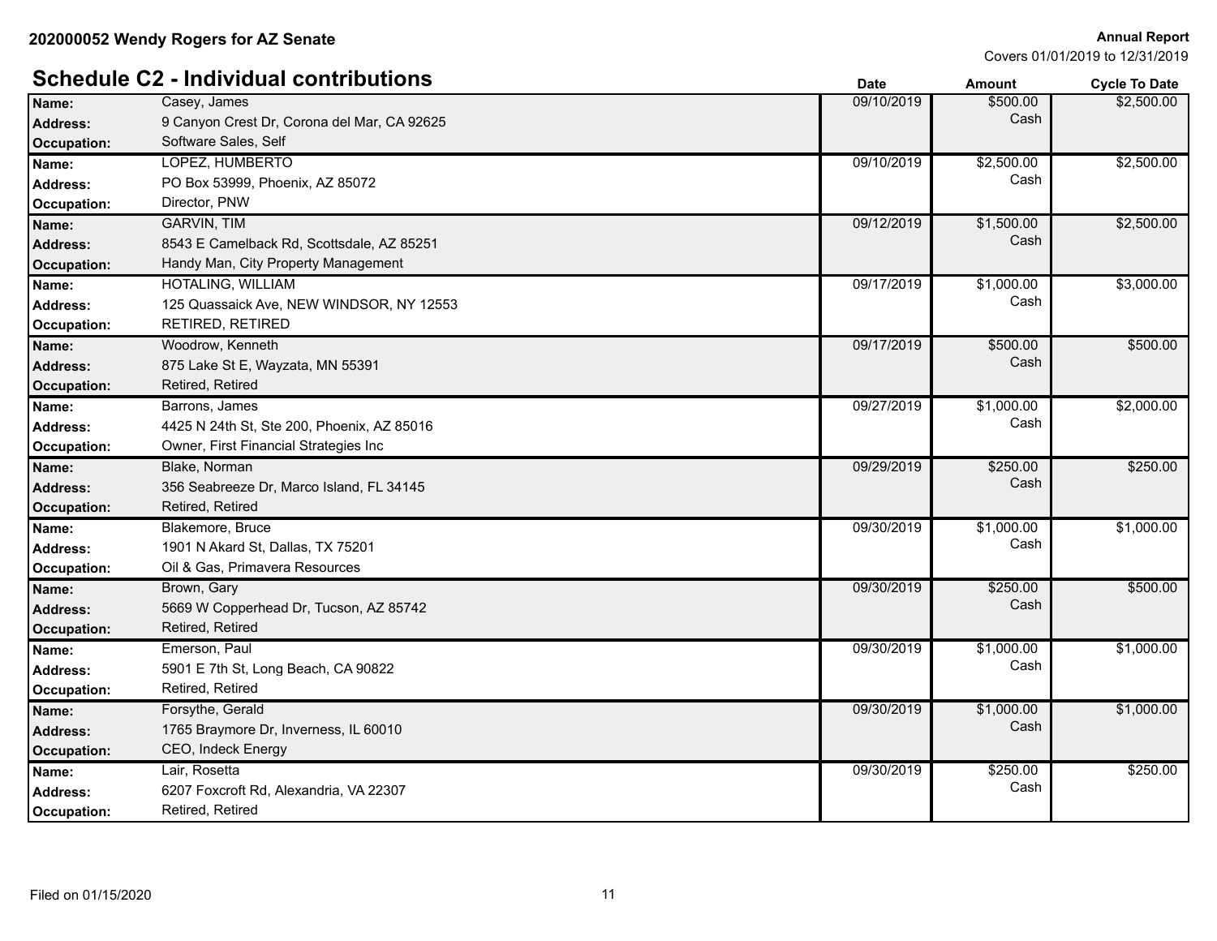**202000052 Wendy Rogers for AZ Senate**

**Annual Report**
Covers 01/01/2019 to 12/31/2019

## Schedule C2 - Individual contributions

| | | Date | Amount | Cycle To Date |
|---|---|---|---|---|
| **Name:** | Casey, James | 09/10/2019 | $500.00 | $2,500.00 |
| **Address:** | 9 Canyon Crest Dr, Corona del Mar, CA 92625 | | Cash | |
| **Occupation:** | Software Sales, Self | | | |
| **Name:** | LOPEZ, HUMBERTO | 09/10/2019 | $2,500.00 | $2,500.00 |
| **Address:** | PO Box 53999, Phoenix, AZ 85072 | | Cash | |
| **Occupation:** | Director, PNW | | | |
| **Name:** | GARVIN, TIM | 09/12/2019 | $1,500.00 | $2,500.00 |
| **Address:** | 8543 E Camelback Rd, Scottsdale, AZ 85251 | | Cash | |
| **Occupation:** | Handy Man, City Property Management | | | |
| **Name:** | HOTALING, WILLIAM | 09/17/2019 | $1,000.00 | $3,000.00 |
| **Address:** | 125 Quassaick Ave, NEW WINDSOR, NY 12553 | | Cash | |
| **Occupation:** | RETIRED, RETIRED | | | |
| **Name:** | Woodrow, Kenneth | 09/17/2019 | $500.00 | $500.00 |
| **Address:** | 875 Lake St E, Wayzata, MN 55391 | | Cash | |
| **Occupation:** | Retired, Retired | | | |
| **Name:** | Barrons, James | 09/27/2019 | $1,000.00 | $2,000.00 |
| **Address:** | 4425 N 24th St, Ste 200, Phoenix, AZ 85016 | | Cash | |
| **Occupation:** | Owner, First Financial Strategies Inc | | | |
| **Name:** | Blake, Norman | 09/29/2019 | $250.00 | $250.00 |
| **Address:** | 356 Seabreeze Dr, Marco Island, FL 34145 | | Cash | |
| **Occupation:** | Retired, Retired | | | |
| **Name:** | Blakemore, Bruce | 09/30/2019 | $1,000.00 | $1,000.00 |
| **Address:** | 1901 N Akard St, Dallas, TX 75201 | | Cash | |
| **Occupation:** | Oil & Gas, Primavera Resources | | | |
| **Name:** | Brown, Gary | 09/30/2019 | $250.00 | $500.00 |
| **Address:** | 5669 W Copperhead Dr, Tucson, AZ 85742 | | Cash | |
| **Occupation:** | Retired, Retired | | | |
| **Name:** | Emerson, Paul | 09/30/2019 | $1,000.00 | $1,000.00 |
| **Address:** | 5901 E 7th St, Long Beach, CA 90822 | | Cash | |
| **Occupation:** | Retired, Retired | | | |
| **Name:** | Forsythe, Gerald | 09/30/2019 | $1,000.00 | $1,000.00 |
| **Address:** | 1765 Braymore Dr, Inverness, IL 60010 | | Cash | |
| **Occupation:** | CEO, Indeck Energy | | | |
| **Name:** | Lair, Rosetta | 09/30/2019 | $250.00 | $250.00 |
| **Address:** | 6207 Foxcroft Rd, Alexandria, VA 22307 | | Cash | |
| **Occupation:** | Retired, Retired | | | |

Filed on 01/15/2020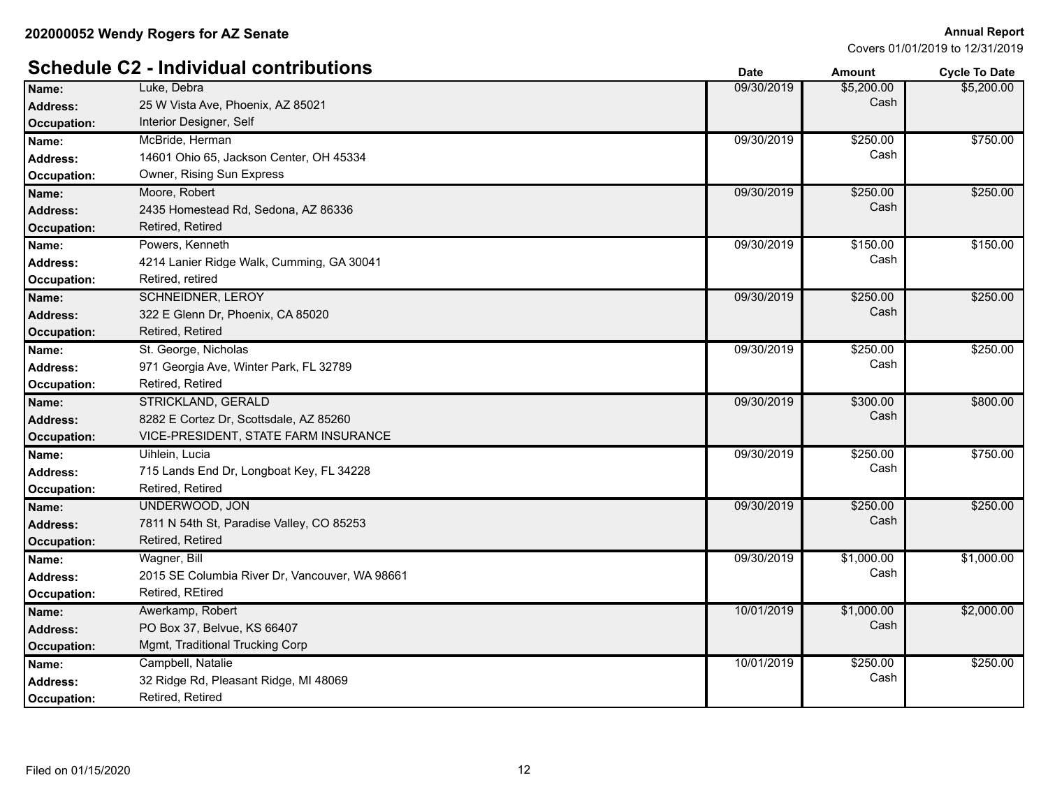**202000052 Wendy Rogers for AZ Senate**

**Annual Report**
Covers 01/01/2019 to 12/31/2019

## Schedule C2 - Individual contributions

| | | Date | Amount | Cycle To Date |
|---|---|---|---|---|
| **Name:** | Luke, Debra | 09/30/2019 | $5,200.00 | $5,200.00 |
| **Address:** | 25 W Vista Ave, Phoenix, AZ 85021 | | Cash | |
| **Occupation:** | Interior Designer, Self | | | |
| **Name:** | McBride, Herman | 09/30/2019 | $250.00 | $750.00 |
| **Address:** | 14601 Ohio 65, Jackson Center, OH 45334 | | Cash | |
| **Occupation:** | Owner, Rising Sun Express | | | |
| **Name:** | Moore, Robert | 09/30/2019 | $250.00 | $250.00 |
| **Address:** | 2435 Homestead Rd, Sedona, AZ 86336 | | Cash | |
| **Occupation:** | Retired, Retired | | | |
| **Name:** | Powers, Kenneth | 09/30/2019 | $150.00 | $150.00 |
| **Address:** | 4214 Lanier Ridge Walk, Cumming, GA 30041 | | Cash | |
| **Occupation:** | Retired, retired | | | |
| **Name:** | SCHNEIDNER, LEROY | 09/30/2019 | $250.00 | $250.00 |
| **Address:** | 322 E Glenn Dr, Phoenix, CA 85020 | | Cash | |
| **Occupation:** | Retired, Retired | | | |
| **Name:** | St. George, Nicholas | 09/30/2019 | $250.00 | $250.00 |
| **Address:** | 971 Georgia Ave, Winter Park, FL 32789 | | Cash | |
| **Occupation:** | Retired, Retired | | | |
| **Name:** | STRICKLAND, GERALD | 09/30/2019 | $300.00 | $800.00 |
| **Address:** | 8282 E Cortez Dr, Scottsdale, AZ 85260 | | Cash | |
| **Occupation:** | VICE-PRESIDENT, STATE FARM INSURANCE | | | |
| **Name:** | Uihlein, Lucia | 09/30/2019 | $250.00 | $750.00 |
| **Address:** | 715 Lands End Dr, Longboat Key, FL 34228 | | Cash | |
| **Occupation:** | Retired, Retired | | | |
| **Name:** | UNDERWOOD, JON | 09/30/2019 | $250.00 | $250.00 |
| **Address:** | 7811 N 54th St, Paradise Valley, CO 85253 | | Cash | |
| **Occupation:** | Retired, Retired | | | |
| **Name:** | Wagner, Bill | 09/30/2019 | $1,000.00 | $1,000.00 |
| **Address:** | 2015 SE Columbia River Dr, Vancouver, WA 98661 | | Cash | |
| **Occupation:** | Retired, REtired | | | |
| **Name:** | Awerkamp, Robert | 10/01/2019 | $1,000.00 | $2,000.00 |
| **Address:** | PO Box 37, Belvue, KS 66407 | | Cash | |
| **Occupation:** | Mgmt, Traditional Trucking Corp | | | |
| **Name:** | Campbell, Natalie | 10/01/2019 | $250.00 | $250.00 |
| **Address:** | 32 Ridge Rd, Pleasant Ridge, MI 48069 | | Cash | |
| **Occupation:** | Retired, Retired | | | |

Filed on 01/15/2020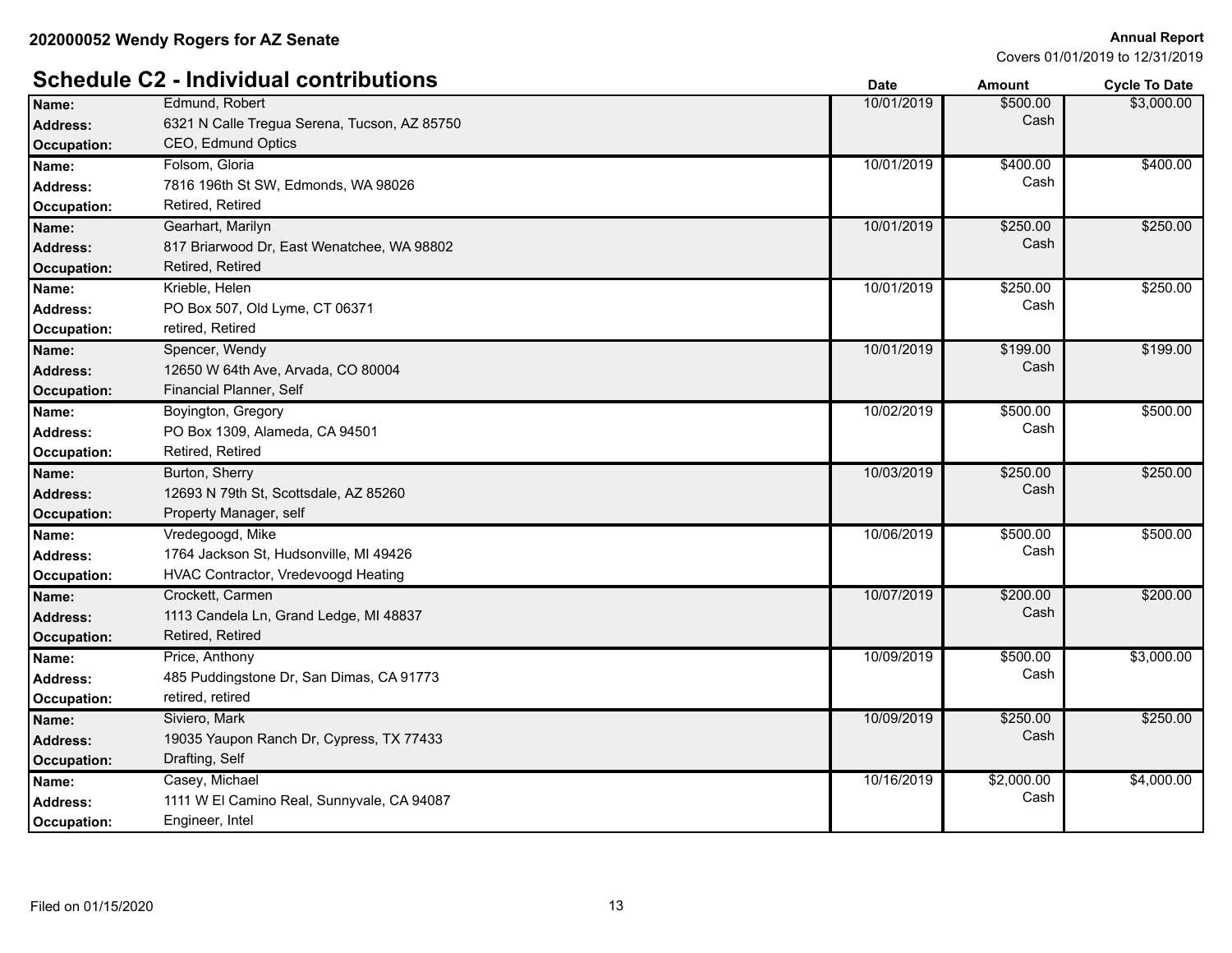202000052 Wendy Rogers for AZ Senate

**Annual Report**
Covers 01/01/2019 to 12/31/2019

## Schedule C2 - Individual contributions

| | | Date | Amount | Cycle To Date |
|---|---|---|---|---|
| **Name:** | Edmund, Robert | 10/01/2019 | $500.00 | $3,000.00 |
| **Address:** | 6321 N Calle Tregua Serena, Tucson, AZ 85750 | | Cash | |
| **Occupation:** | CEO, Edmund Optics | | | |
| **Name:** | Folsom, Gloria | 10/01/2019 | $400.00 | $400.00 |
| **Address:** | 7816 196th St SW, Edmonds, WA 98026 | | Cash | |
| **Occupation:** | Retired, Retired | | | |
| **Name:** | Gearhart, Marilyn | 10/01/2019 | $250.00 | $250.00 |
| **Address:** | 817 Briarwood Dr, East Wenatchee, WA 98802 | | Cash | |
| **Occupation:** | Retired, Retired | | | |
| **Name:** | Krieble, Helen | 10/01/2019 | $250.00 | $250.00 |
| **Address:** | PO Box 507, Old Lyme, CT 06371 | | Cash | |
| **Occupation:** | retired, Retired | | | |
| **Name:** | Spencer, Wendy | 10/01/2019 | $199.00 | $199.00 |
| **Address:** | 12650 W 64th Ave, Arvada, CO 80004 | | Cash | |
| **Occupation:** | Financial Planner, Self | | | |
| **Name:** | Boyington, Gregory | 10/02/2019 | $500.00 | $500.00 |
| **Address:** | PO Box 1309, Alameda, CA 94501 | | Cash | |
| **Occupation:** | Retired, Retired | | | |
| **Name:** | Burton, Sherry | 10/03/2019 | $250.00 | $250.00 |
| **Address:** | 12693 N 79th St, Scottsdale, AZ 85260 | | Cash | |
| **Occupation:** | Property Manager, self | | | |
| **Name:** | Vredegoogd, Mike | 10/06/2019 | $500.00 | $500.00 |
| **Address:** | 1764 Jackson St, Hudsonville, MI 49426 | | Cash | |
| **Occupation:** | HVAC Contractor, Vredevoogd Heating | | | |
| **Name:** | Crockett, Carmen | 10/07/2019 | $200.00 | $200.00 |
| **Address:** | 1113 Candela Ln, Grand Ledge, MI 48837 | | Cash | |
| **Occupation:** | Retired, Retired | | | |
| **Name:** | Price, Anthony | 10/09/2019 | $500.00 | $3,000.00 |
| **Address:** | 485 Puddingstone Dr, San Dimas, CA 91773 | | Cash | |
| **Occupation:** | retired, retired | | | |
| **Name:** | Siviero, Mark | 10/09/2019 | $250.00 | $250.00 |
| **Address:** | 19035 Yaupon Ranch Dr, Cypress, TX 77433 | | Cash | |
| **Occupation:** | Drafting, Self | | | |
| **Name:** | Casey, Michael | 10/16/2019 | $2,000.00 | $4,000.00 |
| **Address:** | 1111 W El Camino Real, Sunnyvale, CA 94087 | | Cash | |
| **Occupation:** | Engineer, Intel | | | |

Filed on 01/15/2020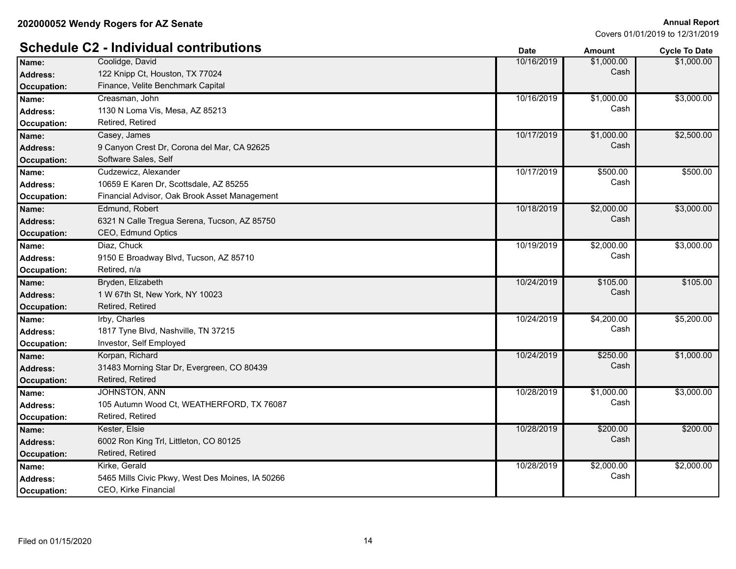**202000052 Wendy Rogers for AZ Senate**

**Annual Report**
Covers 01/01/2019 to 12/31/2019

## Schedule C2 - Individual contributions

| | | Date | Amount | Cycle To Date |
|---|---|---|---|---|
| **Name:** | Coolidge, David | 10/16/2019 | $1,000.00 Cash | $1,000.00 |
| **Address:** | 122 Knipp Ct, Houston, TX 77024 | | | |
| **Occupation:** | Finance, Velite Benchmark Capital | | | |
| **Name:** | Creasman, John | 10/16/2019 | $1,000.00 Cash | $3,000.00 |
| **Address:** | 1130 N Loma Vis, Mesa, AZ 85213 | | | |
| **Occupation:** | Retired, Retired | | | |
| **Name:** | Casey, James | 10/17/2019 | $1,000.00 Cash | $2,500.00 |
| **Address:** | 9 Canyon Crest Dr, Corona del Mar, CA 92625 | | | |
| **Occupation:** | Software Sales, Self | | | |
| **Name:** | Cudzewicz, Alexander | 10/17/2019 | $500.00 Cash | $500.00 |
| **Address:** | 10659 E Karen Dr, Scottsdale, AZ 85255 | | | |
| **Occupation:** | Financial Advisor, Oak Brook Asset Management | | | |
| **Name:** | Edmund, Robert | 10/18/2019 | $2,000.00 Cash | $3,000.00 |
| **Address:** | 6321 N Calle Tregua Serena, Tucson, AZ 85750 | | | |
| **Occupation:** | CEO, Edmund Optics | | | |
| **Name:** | Diaz, Chuck | 10/19/2019 | $2,000.00 Cash | $3,000.00 |
| **Address:** | 9150 E Broadway Blvd, Tucson, AZ 85710 | | | |
| **Occupation:** | Retired, n/a | | | |
| **Name:** | Bryden, Elizabeth | 10/24/2019 | $105.00 Cash | $105.00 |
| **Address:** | 1 W 67th St, New York, NY 10023 | | | |
| **Occupation:** | Retired, Retired | | | |
| **Name:** | Irby, Charles | 10/24/2019 | $4,200.00 Cash | $5,200.00 |
| **Address:** | 1817 Tyne Blvd, Nashville, TN 37215 | | | |
| **Occupation:** | Investor, Self Employed | | | |
| **Name:** | Korpan, Richard | 10/24/2019 | $250.00 Cash | $1,000.00 |
| **Address:** | 31483 Morning Star Dr, Evergreen, CO 80439 | | | |
| **Occupation:** | Retired, Retired | | | |
| **Name:** | JOHNSTON, ANN | 10/28/2019 | $1,000.00 Cash | $3,000.00 |
| **Address:** | 105 Autumn Wood Ct, WEATHERFORD, TX 76087 | | | |
| **Occupation:** | Retired, Retired | | | |
| **Name:** | Kester, Elsie | 10/28/2019 | $200.00 Cash | $200.00 |
| **Address:** | 6002 Ron King Trl, Littleton, CO 80125 | | | |
| **Occupation:** | Retired, Retired | | | |
| **Name:** | Kirke, Gerald | 10/28/2019 | $2,000.00 Cash | $2,000.00 |
| **Address:** | 5465 Mills Civic Pkwy, West Des Moines, IA 50266 | | | |
| **Occupation:** | CEO, Kirke Financial | | | |

Filed on 01/15/2020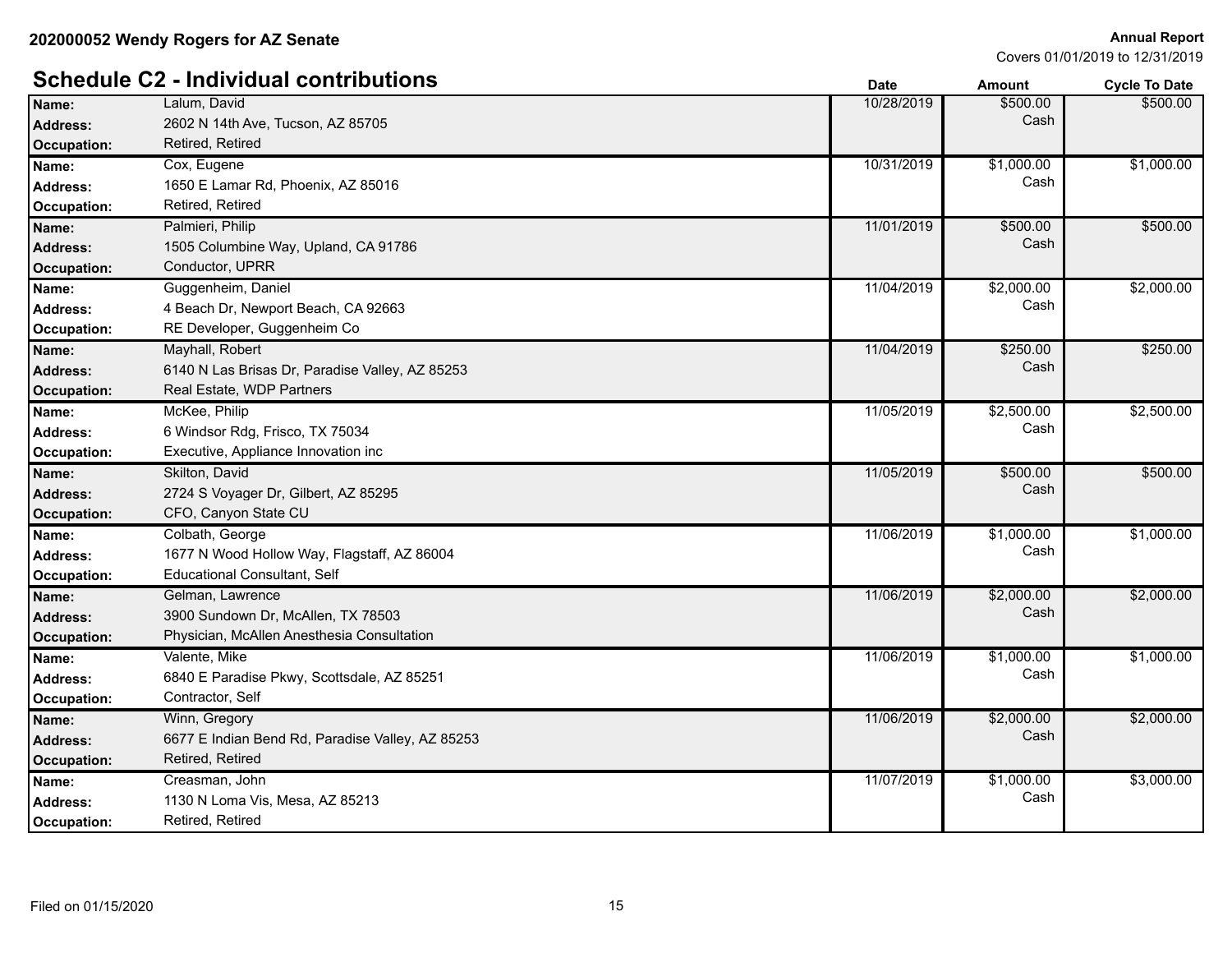## 202000052 Wendy Rogers for AZ Senate

**Annual Report**
Covers 01/01/2019 to 12/31/2019

## Schedule C2 - Individual contributions

| | | Date | Amount | Cycle To Date |
|---|---|---|---|---|
| **Name:** | Lalum, David | 10/28/2019 | $500.00 | $500.00 |
| **Address:** | 2602 N 14th Ave, Tucson, AZ 85705 | | Cash | |
| **Occupation:** | Retired, Retired | | | |
| **Name:** | Cox, Eugene | 10/31/2019 | $1,000.00 | $1,000.00 |
| **Address:** | 1650 E Lamar Rd, Phoenix, AZ 85016 | | Cash | |
| **Occupation:** | Retired, Retired | | | |
| **Name:** | Palmieri, Philip | 11/01/2019 | $500.00 | $500.00 |
| **Address:** | 1505 Columbine Way, Upland, CA 91786 | | Cash | |
| **Occupation:** | Conductor, UPRR | | | |
| **Name:** | Guggenheim, Daniel | 11/04/2019 | $2,000.00 | $2,000.00 |
| **Address:** | 4 Beach Dr, Newport Beach, CA 92663 | | Cash | |
| **Occupation:** | RE Developer, Guggenheim Co | | | |
| **Name:** | Mayhall, Robert | 11/04/2019 | $250.00 | $250.00 |
| **Address:** | 6140 N Las Brisas Dr, Paradise Valley, AZ 85253 | | Cash | |
| **Occupation:** | Real Estate, WDP Partners | | | |
| **Name:** | McKee, Philip | 11/05/2019 | $2,500.00 | $2,500.00 |
| **Address:** | 6 Windsor Rdg, Frisco, TX 75034 | | Cash | |
| **Occupation:** | Executive, Appliance Innovation inc | | | |
| **Name:** | Skilton, David | 11/05/2019 | $500.00 | $500.00 |
| **Address:** | 2724 S Voyager Dr, Gilbert, AZ 85295 | | Cash | |
| **Occupation:** | CFO, Canyon State CU | | | |
| **Name:** | Colbath, George | 11/06/2019 | $1,000.00 | $1,000.00 |
| **Address:** | 1677 N Wood Hollow Way, Flagstaff, AZ 86004 | | Cash | |
| **Occupation:** | Educational Consultant, Self | | | |
| **Name:** | Gelman, Lawrence | 11/06/2019 | $2,000.00 | $2,000.00 |
| **Address:** | 3900 Sundown Dr, McAllen, TX 78503 | | Cash | |
| **Occupation:** | Physician, McAllen Anesthesia Consultation | | | |
| **Name:** | Valente, Mike | 11/06/2019 | $1,000.00 | $1,000.00 |
| **Address:** | 6840 E Paradise Pkwy, Scottsdale, AZ 85251 | | Cash | |
| **Occupation:** | Contractor, Self | | | |
| **Name:** | Winn, Gregory | 11/06/2019 | $2,000.00 | $2,000.00 |
| **Address:** | 6677 E Indian Bend Rd, Paradise Valley, AZ 85253 | | Cash | |
| **Occupation:** | Retired, Retired | | | |
| **Name:** | Creasman, John | 11/07/2019 | $1,000.00 | $3,000.00 |
| **Address:** | 1130 N Loma Vis, Mesa, AZ 85213 | | Cash | |
| **Occupation:** | Retired, Retired | | | |

Filed on 01/15/2020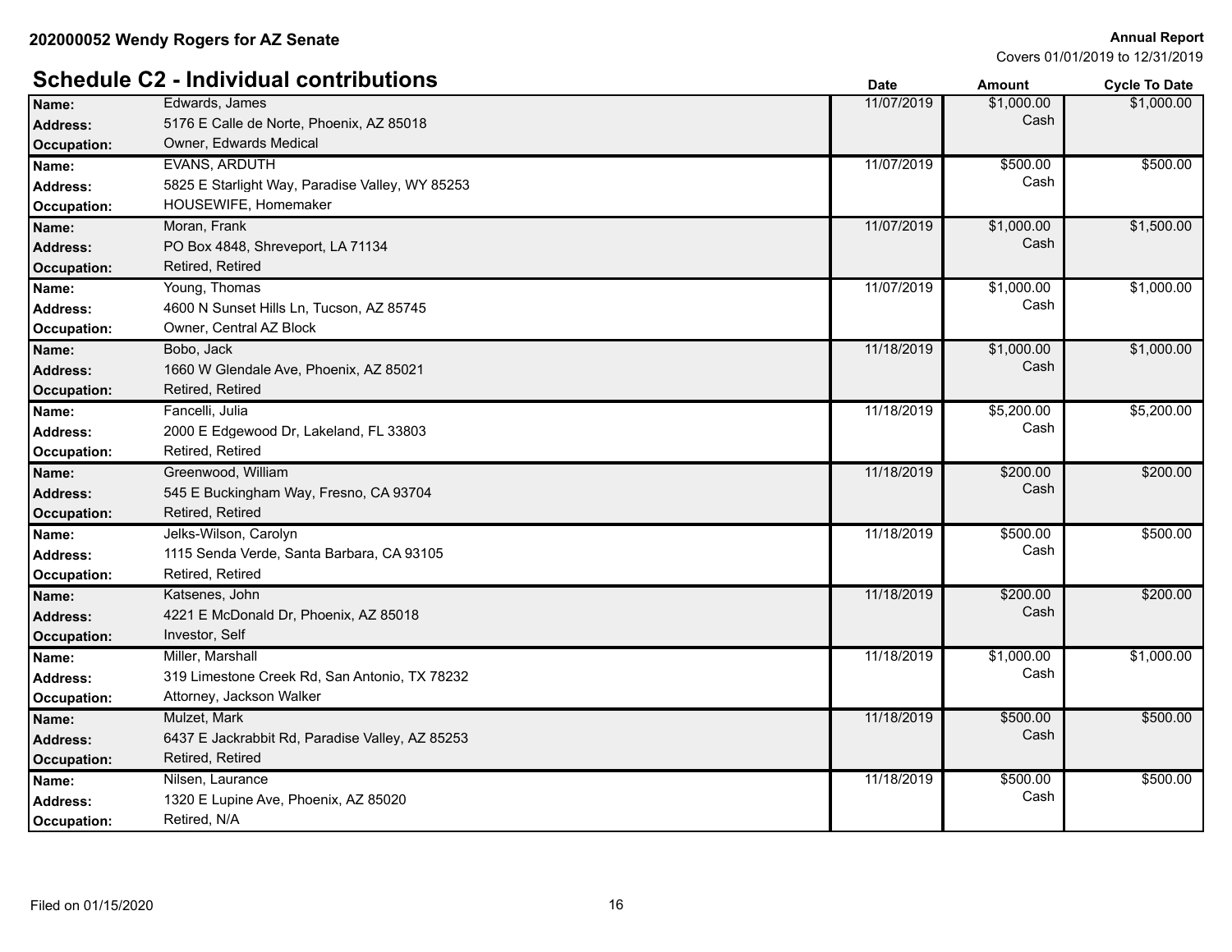**202000052 Wendy Rogers for AZ Senate**

**Annual Report**
Covers 01/01/2019 to 12/31/2019

## Schedule C2 - Individual contributions

| | | Date | Amount | Cycle To Date |
|---|---|---|---|---|
| **Name:** | Edwards, James | 11/07/2019 | $1,000.00 | $1,000.00 |
| **Address:** | 5176 E Calle de Norte, Phoenix, AZ 85018 | | Cash | |
| **Occupation:** | Owner, Edwards Medical | | | |
| **Name:** | EVANS, ARDUTH | 11/07/2019 | $500.00 | $500.00 |
| **Address:** | 5825 E Starlight Way, Paradise Valley, WY 85253 | | Cash | |
| **Occupation:** | HOUSEWIFE, Homemaker | | | |
| **Name:** | Moran, Frank | 11/07/2019 | $1,000.00 | $1,500.00 |
| **Address:** | PO Box 4848, Shreveport, LA 71134 | | Cash | |
| **Occupation:** | Retired, Retired | | | |
| **Name:** | Young, Thomas | 11/07/2019 | $1,000.00 | $1,000.00 |
| **Address:** | 4600 N Sunset Hills Ln, Tucson, AZ 85745 | | Cash | |
| **Occupation:** | Owner, Central AZ Block | | | |
| **Name:** | Bobo, Jack | 11/18/2019 | $1,000.00 | $1,000.00 |
| **Address:** | 1660 W Glendale Ave, Phoenix, AZ 85021 | | Cash | |
| **Occupation:** | Retired, Retired | | | |
| **Name:** | Fancelli, Julia | 11/18/2019 | $5,200.00 | $5,200.00 |
| **Address:** | 2000 E Edgewood Dr, Lakeland, FL 33803 | | Cash | |
| **Occupation:** | Retired, Retired | | | |
| **Name:** | Greenwood, William | 11/18/2019 | $200.00 | $200.00 |
| **Address:** | 545 E Buckingham Way, Fresno, CA 93704 | | Cash | |
| **Occupation:** | Retired, Retired | | | |
| **Name:** | Jelks-Wilson, Carolyn | 11/18/2019 | $500.00 | $500.00 |
| **Address:** | 1115 Senda Verde, Santa Barbara, CA 93105 | | Cash | |
| **Occupation:** | Retired, Retired | | | |
| **Name:** | Katsenes, John | 11/18/2019 | $200.00 | $200.00 |
| **Address:** | 4221 E McDonald Dr, Phoenix, AZ 85018 | | Cash | |
| **Occupation:** | Investor, Self | | | |
| **Name:** | Miller, Marshall | 11/18/2019 | $1,000.00 | $1,000.00 |
| **Address:** | 319 Limestone Creek Rd, San Antonio, TX 78232 | | Cash | |
| **Occupation:** | Attorney, Jackson Walker | | | |
| **Name:** | Mulzet, Mark | 11/18/2019 | $500.00 | $500.00 |
| **Address:** | 6437 E Jackrabbit Rd, Paradise Valley, AZ 85253 | | Cash | |
| **Occupation:** | Retired, Retired | | | |
| **Name:** | Nilsen, Laurance | 11/18/2019 | $500.00 | $500.00 |
| **Address:** | 1320 E Lupine Ave, Phoenix, AZ 85020 | | Cash | |
| **Occupation:** | Retired, N/A | | | |

Filed on 01/15/2020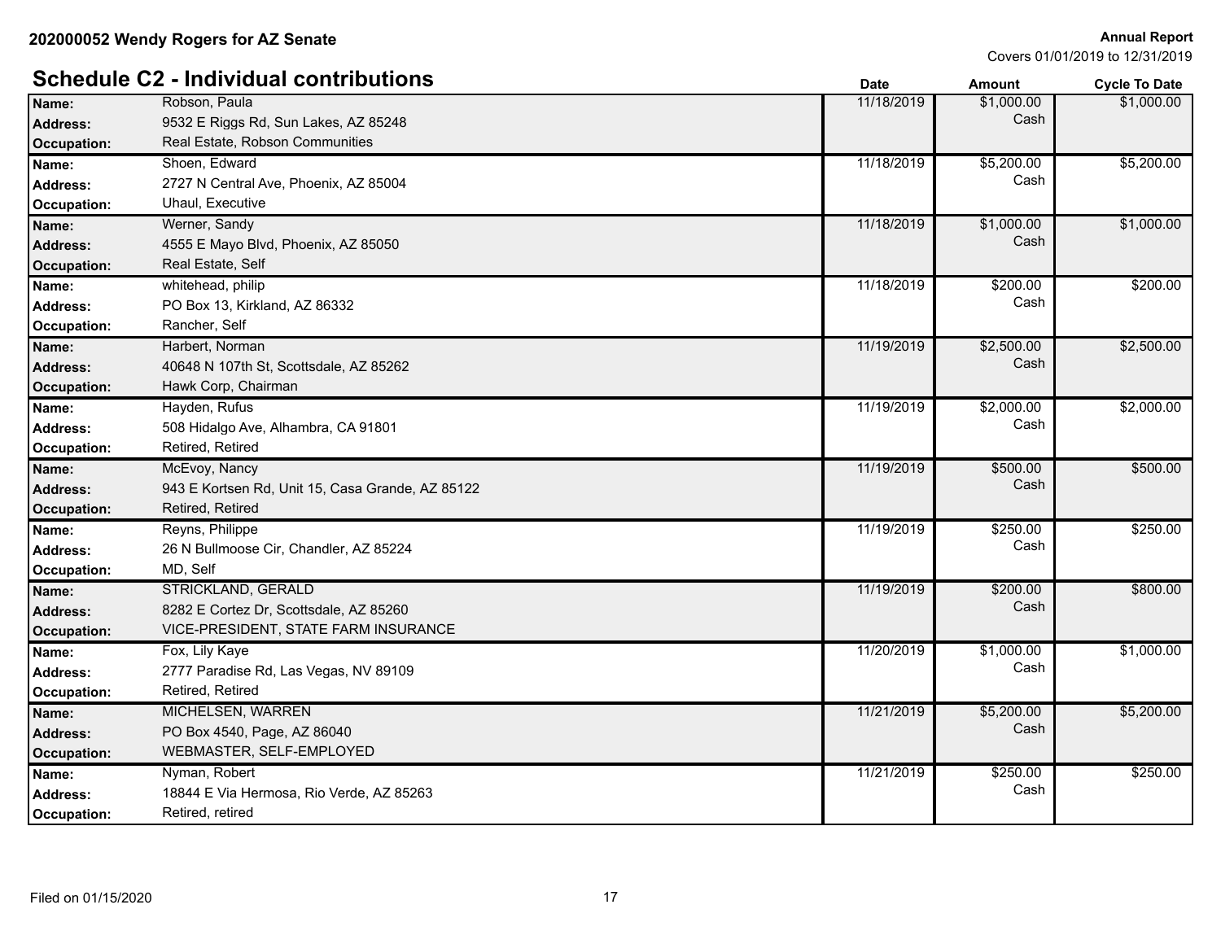**202000052 Wendy Rogers for AZ Senate**

**Annual Report**
Covers 01/01/2019 to 12/31/2019

## Schedule C2 - Individual contributions

| | | Date | Amount | Cycle To Date |
|---|---|---|---|---|
| **Name:** | Robson, Paula | 11/18/2019 | $1,000.00 | $1,000.00 |
| **Address:** | 9532 E Riggs Rd, Sun Lakes, AZ 85248 | | Cash | |
| **Occupation:** | Real Estate, Robson Communities | | | |
| **Name:** | Shoen, Edward | 11/18/2019 | $5,200.00 | $5,200.00 |
| **Address:** | 2727 N Central Ave, Phoenix, AZ 85004 | | Cash | |
| **Occupation:** | Uhaul, Executive | | | |
| **Name:** | Werner, Sandy | 11/18/2019 | $1,000.00 | $1,000.00 |
| **Address:** | 4555 E Mayo Blvd, Phoenix, AZ 85050 | | Cash | |
| **Occupation:** | Real Estate, Self | | | |
| **Name:** | whitehead, philip | 11/18/2019 | $200.00 | $200.00 |
| **Address:** | PO Box 13, Kirkland, AZ 86332 | | Cash | |
| **Occupation:** | Rancher, Self | | | |
| **Name:** | Harbert, Norman | 11/19/2019 | $2,500.00 | $2,500.00 |
| **Address:** | 40648 N 107th St, Scottsdale, AZ 85262 | | Cash | |
| **Occupation:** | Hawk Corp, Chairman | | | |
| **Name:** | Hayden, Rufus | 11/19/2019 | $2,000.00 | $2,000.00 |
| **Address:** | 508 Hidalgo Ave, Alhambra, CA 91801 | | Cash | |
| **Occupation:** | Retired, Retired | | | |
| **Name:** | McEvoy, Nancy | 11/19/2019 | $500.00 | $500.00 |
| **Address:** | 943 E Kortsen Rd, Unit 15, Casa Grande, AZ 85122 | | Cash | |
| **Occupation:** | Retired, Retired | | | |
| **Name:** | Reyns, Philippe | 11/19/2019 | $250.00 | $250.00 |
| **Address:** | 26 N Bullmoose Cir, Chandler, AZ 85224 | | Cash | |
| **Occupation:** | MD, Self | | | |
| **Name:** | STRICKLAND, GERALD | 11/19/2019 | $200.00 | $800.00 |
| **Address:** | 8282 E Cortez Dr, Scottsdale, AZ 85260 | | Cash | |
| **Occupation:** | VICE-PRESIDENT, STATE FARM INSURANCE | | | |
| **Name:** | Fox, Lily Kaye | 11/20/2019 | $1,000.00 | $1,000.00 |
| **Address:** | 2777 Paradise Rd, Las Vegas, NV 89109 | | Cash | |
| **Occupation:** | Retired, Retired | | | |
| **Name:** | MICHELSEN, WARREN | 11/21/2019 | $5,200.00 | $5,200.00 |
| **Address:** | PO Box 4540, Page, AZ 86040 | | Cash | |
| **Occupation:** | WEBMASTER, SELF-EMPLOYED | | | |
| **Name:** | Nyman, Robert | 11/21/2019 | $250.00 | $250.00 |
| **Address:** | 18844 E Via Hermosa, Rio Verde, AZ 85263 | | Cash | |
| **Occupation:** | Retired, retired | | | |

Filed on 01/15/2020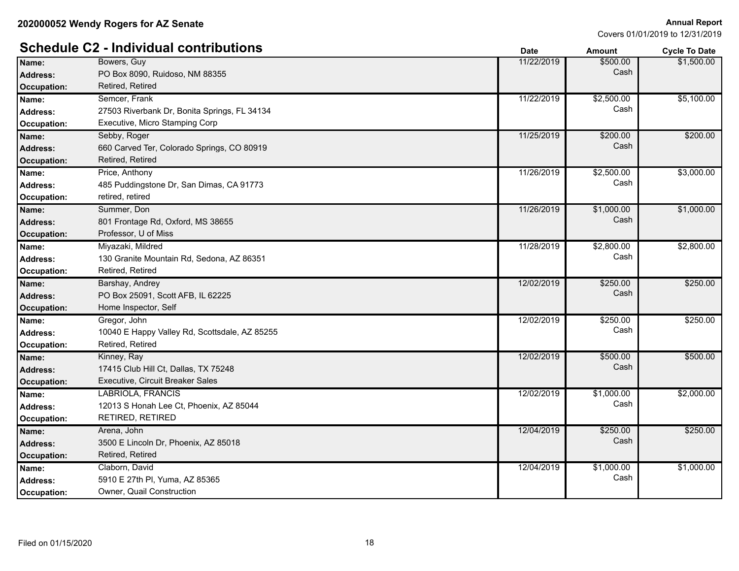**202000052 Wendy Rogers for AZ Senate**

**Annual Report**
Covers 01/01/2019 to 12/31/2019

## Schedule C2 - Individual contributions

| | | Date | Amount | Cycle To Date |
|---|---|---|---|---|
| **Name:** | Bowers, Guy | 11/22/2019 | $500.00 Cash | $1,500.00 |
| **Address:** | PO Box 8090, Ruidoso, NM 88355 | | | |
| **Occupation:** | Retired, Retired | | | |
| **Name:** | Semcer, Frank | 11/22/2019 | $2,500.00 Cash | $5,100.00 |
| **Address:** | 27503 Riverbank Dr, Bonita Springs, FL 34134 | | | |
| **Occupation:** | Executive, Micro Stamping Corp | | | |
| **Name:** | Sebby, Roger | 11/25/2019 | $200.00 Cash | $200.00 |
| **Address:** | 660 Carved Ter, Colorado Springs, CO 80919 | | | |
| **Occupation:** | Retired, Retired | | | |
| **Name:** | Price, Anthony | 11/26/2019 | $2,500.00 Cash | $3,000.00 |
| **Address:** | 485 Puddingstone Dr, San Dimas, CA 91773 | | | |
| **Occupation:** | retired, retired | | | |
| **Name:** | Summer, Don | 11/26/2019 | $1,000.00 Cash | $1,000.00 |
| **Address:** | 801 Frontage Rd, Oxford, MS 38655 | | | |
| **Occupation:** | Professor, U of Miss | | | |
| **Name:** | Miyazaki, Mildred | 11/28/2019 | $2,800.00 Cash | $2,800.00 |
| **Address:** | 130 Granite Mountain Rd, Sedona, AZ 86351 | | | |
| **Occupation:** | Retired, Retired | | | |
| **Name:** | Barshay, Andrey | 12/02/2019 | $250.00 Cash | $250.00 |
| **Address:** | PO Box 25091, Scott AFB, IL 62225 | | | |
| **Occupation:** | Home Inspector, Self | | | |
| **Name:** | Gregor, John | 12/02/2019 | $250.00 Cash | $250.00 |
| **Address:** | 10040 E Happy Valley Rd, Scottsdale, AZ 85255 | | | |
| **Occupation:** | Retired, Retired | | | |
| **Name:** | Kinney, Ray | 12/02/2019 | $500.00 Cash | $500.00 |
| **Address:** | 17415 Club Hill Ct, Dallas, TX 75248 | | | |
| **Occupation:** | Executive, Circuit Breaker Sales | | | |
| **Name:** | LABRIOLA, FRANCIS | 12/02/2019 | $1,000.00 Cash | $2,000.00 |
| **Address:** | 12013 S Honah Lee Ct, Phoenix, AZ 85044 | | | |
| **Occupation:** | RETIRED, RETIRED | | | |
| **Name:** | Arena, John | 12/04/2019 | $250.00 Cash | $250.00 |
| **Address:** | 3500 E Lincoln Dr, Phoenix, AZ 85018 | | | |
| **Occupation:** | Retired, Retired | | | |
| **Name:** | Claborn, David | 12/04/2019 | $1,000.00 Cash | $1,000.00 |
| **Address:** | 5910 E 27th Pl, Yuma, AZ 85365 | | | |
| **Occupation:** | Owner, Quail Construction | | | |

Filed on 01/15/2020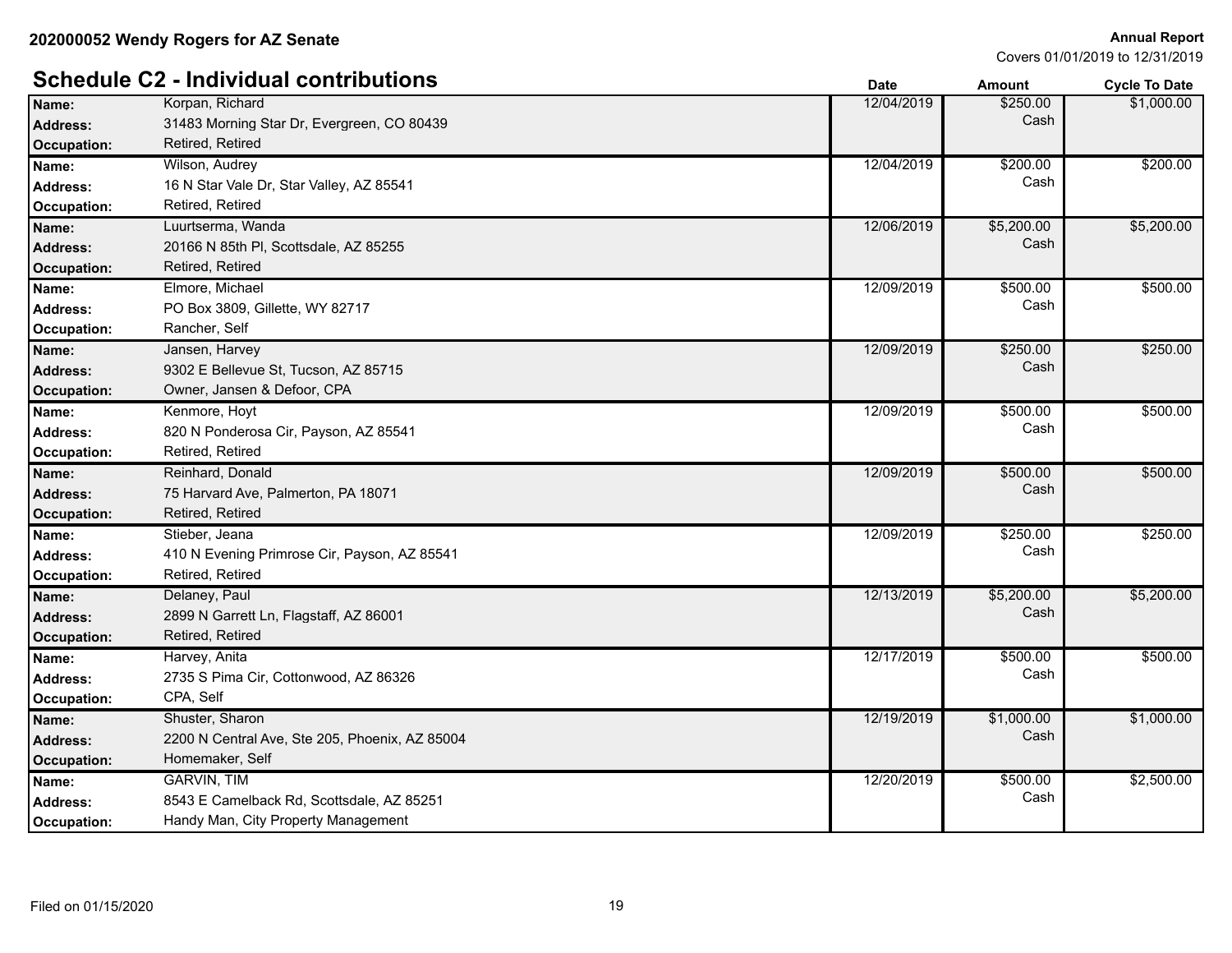**202000052 Wendy Rogers for AZ Senate**

**Annual Report**
Covers 01/01/2019 to 12/31/2019

## Schedule C2 - Individual contributions

| | | Date | Amount | Cycle To Date |
|---|---|---|---|---|
| **Name:** | Korpan, Richard | 12/04/2019 | $250.00 Cash | $1,000.00 |
| **Address:** | 31483 Morning Star Dr, Evergreen, CO 80439 | | | |
| **Occupation:** | Retired, Retired | | | |
| **Name:** | Wilson, Audrey | 12/04/2019 | $200.00 Cash | $200.00 |
| **Address:** | 16 N Star Vale Dr, Star Valley, AZ 85541 | | | |
| **Occupation:** | Retired, Retired | | | |
| **Name:** | Luurtserma, Wanda | 12/06/2019 | $5,200.00 Cash | $5,200.00 |
| **Address:** | 20166 N 85th Pl, Scottsdale, AZ 85255 | | | |
| **Occupation:** | Retired, Retired | | | |
| **Name:** | Elmore, Michael | 12/09/2019 | $500.00 Cash | $500.00 |
| **Address:** | PO Box 3809, Gillette, WY 82717 | | | |
| **Occupation:** | Rancher, Self | | | |
| **Name:** | Jansen, Harvey | 12/09/2019 | $250.00 Cash | $250.00 |
| **Address:** | 9302 E Bellevue St, Tucson, AZ 85715 | | | |
| **Occupation:** | Owner, Jansen & Defoor, CPA | | | |
| **Name:** | Kenmore, Hoyt | 12/09/2019 | $500.00 Cash | $500.00 |
| **Address:** | 820 N Ponderosa Cir, Payson, AZ 85541 | | | |
| **Occupation:** | Retired, Retired | | | |
| **Name:** | Reinhard, Donald | 12/09/2019 | $500.00 Cash | $500.00 |
| **Address:** | 75 Harvard Ave, Palmerton, PA 18071 | | | |
| **Occupation:** | Retired, Retired | | | |
| **Name:** | Stieber, Jeana | 12/09/2019 | $250.00 Cash | $250.00 |
| **Address:** | 410 N Evening Primrose Cir, Payson, AZ 85541 | | | |
| **Occupation:** | Retired, Retired | | | |
| **Name:** | Delaney, Paul | 12/13/2019 | $5,200.00 Cash | $5,200.00 |
| **Address:** | 2899 N Garrett Ln, Flagstaff, AZ 86001 | | | |
| **Occupation:** | Retired, Retired | | | |
| **Name:** | Harvey, Anita | 12/17/2019 | $500.00 Cash | $500.00 |
| **Address:** | 2735 S Pima Cir, Cottonwood, AZ 86326 | | | |
| **Occupation:** | CPA, Self | | | |
| **Name:** | Shuster, Sharon | 12/19/2019 | $1,000.00 Cash | $1,000.00 |
| **Address:** | 2200 N Central Ave, Ste 205, Phoenix, AZ 85004 | | | |
| **Occupation:** | Homemaker, Self | | | |
| **Name:** | GARVIN, TIM | 12/20/2019 | $500.00 Cash | $2,500.00 |
| **Address:** | 8543 E Camelback Rd, Scottsdale, AZ 85251 | | | |
| **Occupation:** | Handy Man, City Property Management | | | |

Filed on 01/15/2020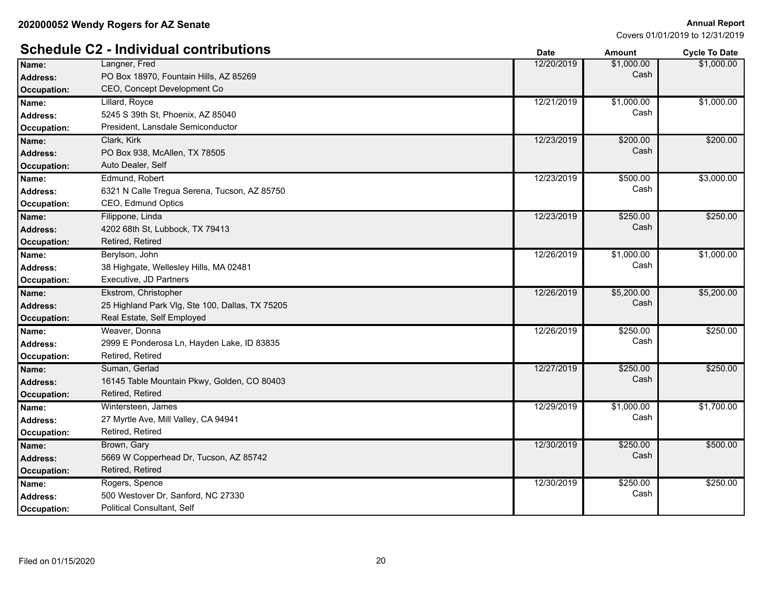**202000052 Wendy Rogers for AZ Senate**

**Annual Report**
Covers 01/01/2019 to 12/31/2019

## Schedule C2 - Individual contributions

| | | Date | Amount | Cycle To Date |
|---|---|---|---|---|
| **Name:** | Langner, Fred | 12/20/2019 | $1,000.00 Cash | $1,000.00 |
| **Address:** | PO Box 18970, Fountain Hills, AZ 85269 | | | |
| **Occupation:** | CEO, Concept Development Co | | | |
| **Name:** | Lillard, Royce | 12/21/2019 | $1,000.00 Cash | $1,000.00 |
| **Address:** | 5245 S 39th St, Phoenix, AZ 85040 | | | |
| **Occupation:** | President, Lansdale Semiconductor | | | |
| **Name:** | Clark, Kirk | 12/23/2019 | $200.00 Cash | $200.00 |
| **Address:** | PO Box 938, McAllen, TX 78505 | | | |
| **Occupation:** | Auto Dealer, Self | | | |
| **Name:** | Edmund, Robert | 12/23/2019 | $500.00 Cash | $3,000.00 |
| **Address:** | 6321 N Calle Tregua Serena, Tucson, AZ 85750 | | | |
| **Occupation:** | CEO, Edmund Optics | | | |
| **Name:** | Filippone, Linda | 12/23/2019 | $250.00 Cash | $250.00 |
| **Address:** | 4202 68th St, Lubbock, TX 79413 | | | |
| **Occupation:** | Retired, Retired | | | |
| **Name:** | Berylson, John | 12/26/2019 | $1,000.00 Cash | $1,000.00 |
| **Address:** | 38 Highgate, Wellesley Hills, MA 02481 | | | |
| **Occupation:** | Executive, JD Partners | | | |
| **Name:** | Ekstrom, Christopher | 12/26/2019 | $5,200.00 Cash | $5,200.00 |
| **Address:** | 25 Highland Park Vlg, Ste 100, Dallas, TX 75205 | | | |
| **Occupation:** | Real Estate, Self Employed | | | |
| **Name:** | Weaver, Donna | 12/26/2019 | $250.00 Cash | $250.00 |
| **Address:** | 2999 E Ponderosa Ln, Hayden Lake, ID 83835 | | | |
| **Occupation:** | Retired, Retired | | | |
| **Name:** | Suman, Gerlad | 12/27/2019 | $250.00 Cash | $250.00 |
| **Address:** | 16145 Table Mountain Pkwy, Golden, CO 80403 | | | |
| **Occupation:** | Retired, Retired | | | |
| **Name:** | Wintersteen, James | 12/29/2019 | $1,000.00 Cash | $1,700.00 |
| **Address:** | 27 Myrtle Ave, Mill Valley, CA 94941 | | | |
| **Occupation:** | Retired, Retired | | | |
| **Name:** | Brown, Gary | 12/30/2019 | $250.00 Cash | $500.00 |
| **Address:** | 5669 W Copperhead Dr, Tucson, AZ 85742 | | | |
| **Occupation:** | Retired, Retired | | | |
| **Name:** | Rogers, Spence | 12/30/2019 | $250.00 Cash | $250.00 |
| **Address:** | 500 Westover Dr, Sanford, NC 27330 | | | |
| **Occupation:** | Political Consultant, Self | | | |

Filed on 01/15/2020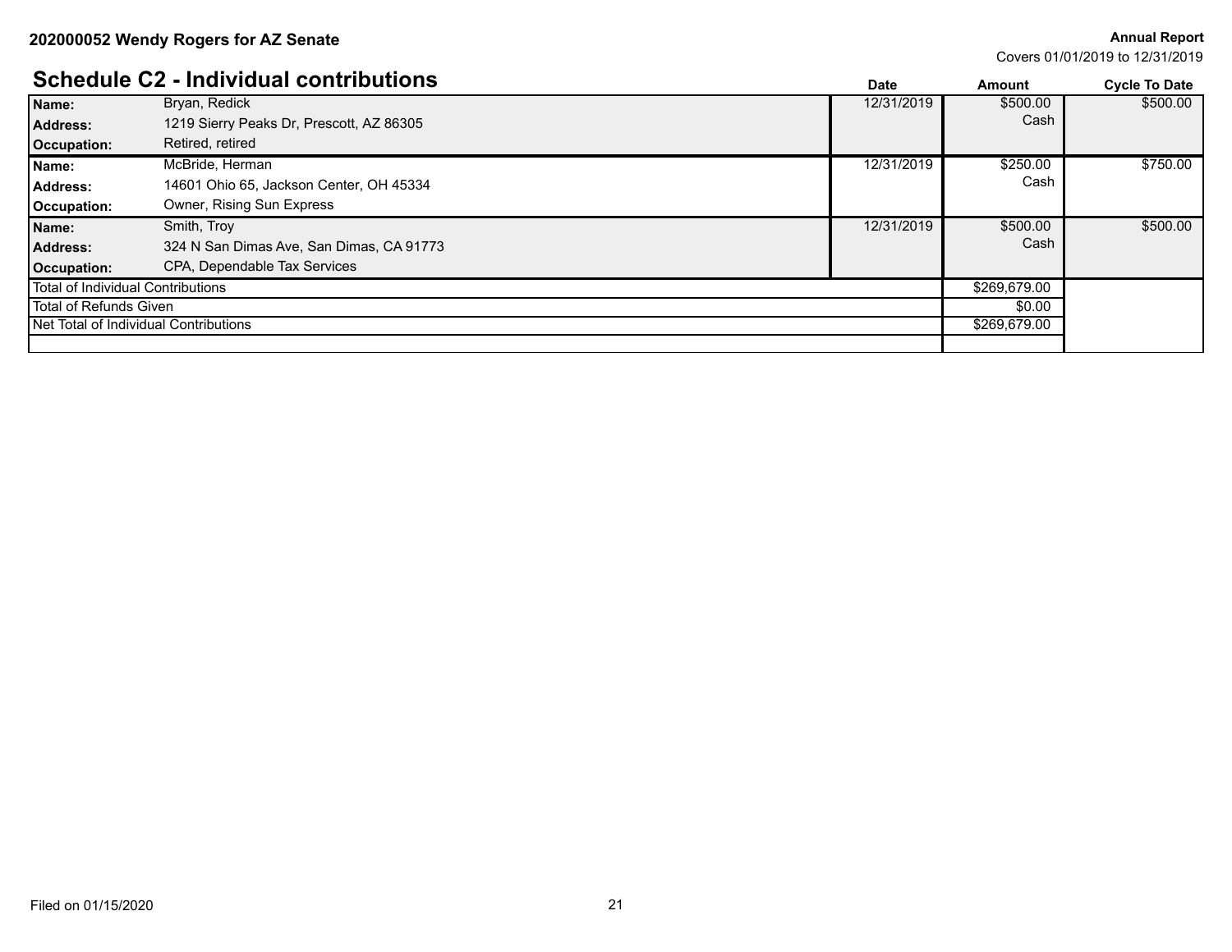202000052 Wendy Rogers for AZ Senate

**Annual Report**
Covers 01/01/2019 to 12/31/2019

## Schedule C2 - Individual contributions

| | | Date | Amount | Cycle To Date |
|---|---|---|---|---|
| **Name:** | Bryan, Redick | 12/31/2019 | $500.00 | $500.00 |
| **Address:** | 1219 Sierry Peaks Dr, Prescott, AZ 86305 | | Cash | |
| **Occupation:** | Retired, retired | | | |
| **Name:** | McBride, Herman | 12/31/2019 | $250.00 | $750.00 |
| **Address:** | 14601 Ohio 65, Jackson Center, OH 45334 | | Cash | |
| **Occupation:** | Owner, Rising Sun Express | | | |
| **Name:** | Smith, Troy | 12/31/2019 | $500.00 | $500.00 |
| **Address:** | 324 N San Dimas Ave, San Dimas, CA 91773 | | Cash | |
| **Occupation:** | CPA, Dependable Tax Services | | | |
| Total of Individual Contributions | | | $269,679.00 | |
| Total of Refunds Given | | | $0.00 | |
| Net Total of Individual Contributions | | | $269,679.00 | |

Filed on 01/15/2020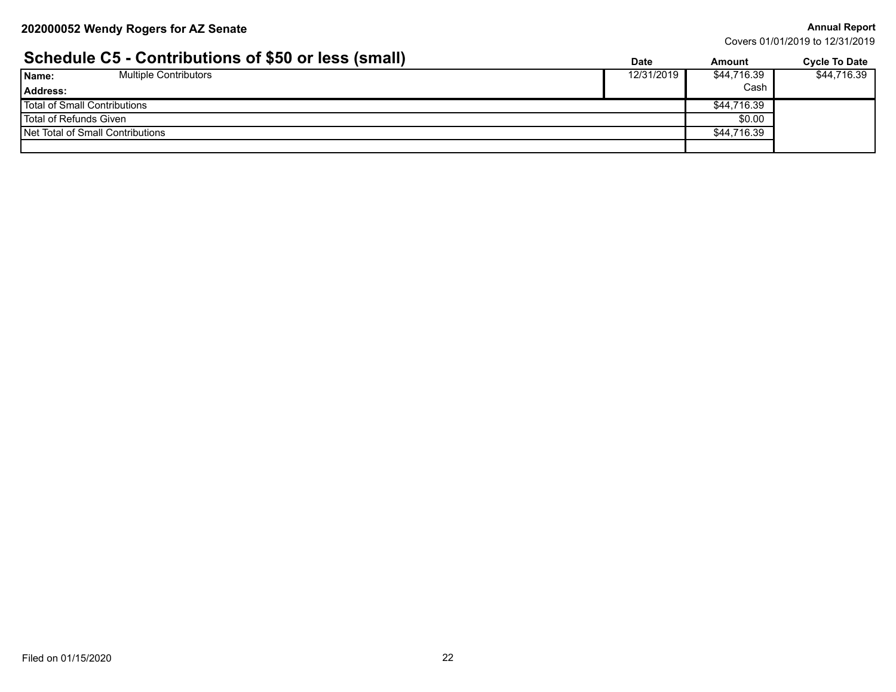**202000052 Wendy Rogers for AZ Senate**

**Annual Report**
Covers 01/01/2019 to 12/31/2019

## Schedule C5 - Contributions of $50 or less (small)

| | Date | Amount | Cycle To Date |
|---|---|---|---|
| **Name:** Multiple Contributors<br>**Address:** | 12/31/2019 | $44,716.39<br>Cash | $44,716.39 |
| Total of Small Contributions | | $44,716.39 | |
| Total of Refunds Given | | $0.00 | |
| Net Total of Small Contributions | | $44,716.39 | |

Filed on 01/15/2020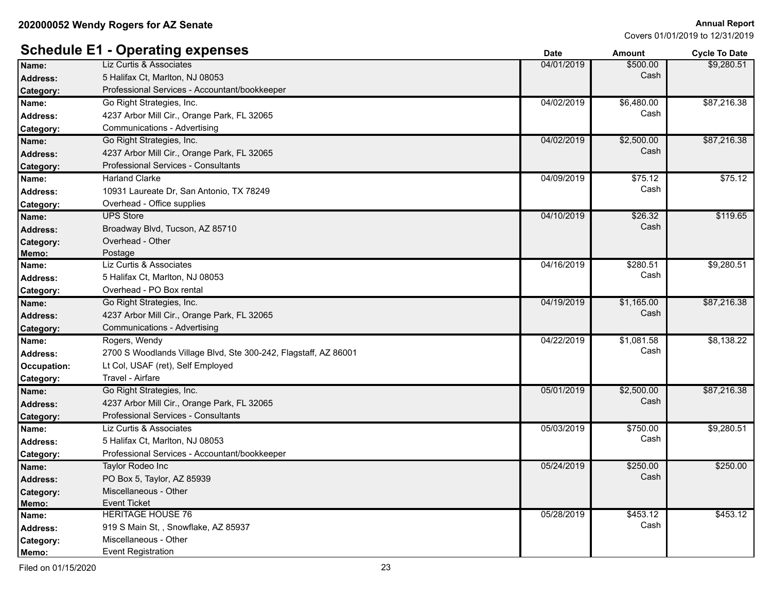**202000052 Wendy Rogers for AZ Senate**

**Annual Report**
Covers 01/01/2019 to 12/31/2019

## Schedule E1 - Operating expenses

| | | Date | Amount | Cycle To Date |
|---|---|---|---|---|
| **Name:** | Liz Curtis & Associates | 04/01/2019 | $500.00 | $9,280.51 |
| **Address:** | 5 Halifax Ct, Marlton, NJ 08053 | | Cash | |
| **Category:** | Professional Services - Accountant/bookkeeper | | | |
| **Name:** | Go Right Strategies, Inc. | 04/02/2019 | $6,480.00 | $87,216.38 |
| **Address:** | 4237 Arbor Mill Cir., Orange Park, FL 32065 | | Cash | |
| **Category:** | Communications - Advertising | | | |
| **Name:** | Go Right Strategies, Inc. | 04/02/2019 | $2,500.00 | $87,216.38 |
| **Address:** | 4237 Arbor Mill Cir., Orange Park, FL 32065 | | Cash | |
| **Category:** | Professional Services - Consultants | | | |
| **Name:** | Harland Clarke | 04/09/2019 | $75.12 | $75.12 |
| **Address:** | 10931 Laureate Dr, San Antonio, TX 78249 | | Cash | |
| **Category:** | Overhead - Office supplies | | | |
| **Name:** | UPS Store | 04/10/2019 | $26.32 | $119.65 |
| **Address:** | Broadway Blvd, Tucson, AZ 85710 | | Cash | |
| **Category:** | Overhead - Other | | | |
| **Memo:** | Postage | | | |
| **Name:** | Liz Curtis & Associates | 04/16/2019 | $280.51 | $9,280.51 |
| **Address:** | 5 Halifax Ct, Marlton, NJ 08053 | | Cash | |
| **Category:** | Overhead - PO Box rental | | | |
| **Name:** | Go Right Strategies, Inc. | 04/19/2019 | $1,165.00 | $87,216.38 |
| **Address:** | 4237 Arbor Mill Cir., Orange Park, FL 32065 | | Cash | |
| **Category:** | Communications - Advertising | | | |
| **Name:** | Rogers, Wendy | 04/22/2019 | $1,081.58 | $8,138.22 |
| **Address:** | 2700 S Woodlands Village Blvd, Ste 300-242, Flagstaff, AZ 86001 | | Cash | |
| **Occupation:** | Lt Col, USAF (ret), Self Employed | | | |
| **Category:** | Travel - Airfare | | | |
| **Name:** | Go Right Strategies, Inc. | 05/01/2019 | $2,500.00 | $87,216.38 |
| **Address:** | 4237 Arbor Mill Cir., Orange Park, FL 32065 | | Cash | |
| **Category:** | Professional Services - Consultants | | | |
| **Name:** | Liz Curtis & Associates | 05/03/2019 | $750.00 | $9,280.51 |
| **Address:** | 5 Halifax Ct, Marlton, NJ 08053 | | Cash | |
| **Category:** | Professional Services - Accountant/bookkeeper | | | |
| **Name:** | Taylor Rodeo Inc | 05/24/2019 | $250.00 | $250.00 |
| **Address:** | PO Box 5, Taylor, AZ 85939 | | Cash | |
| **Category:** | Miscellaneous - Other | | | |
| **Memo:** | Event Ticket | | | |
| **Name:** | HERITAGE HOUSE 76 | 05/28/2019 | $453.12 | $453.12 |
| **Address:** | 919 S Main St, , Snowflake, AZ 85937 | | Cash | |
| **Category:** | Miscellaneous - Other | | | |
| **Memo:** | Event Registration | | | |

Filed on 01/15/2020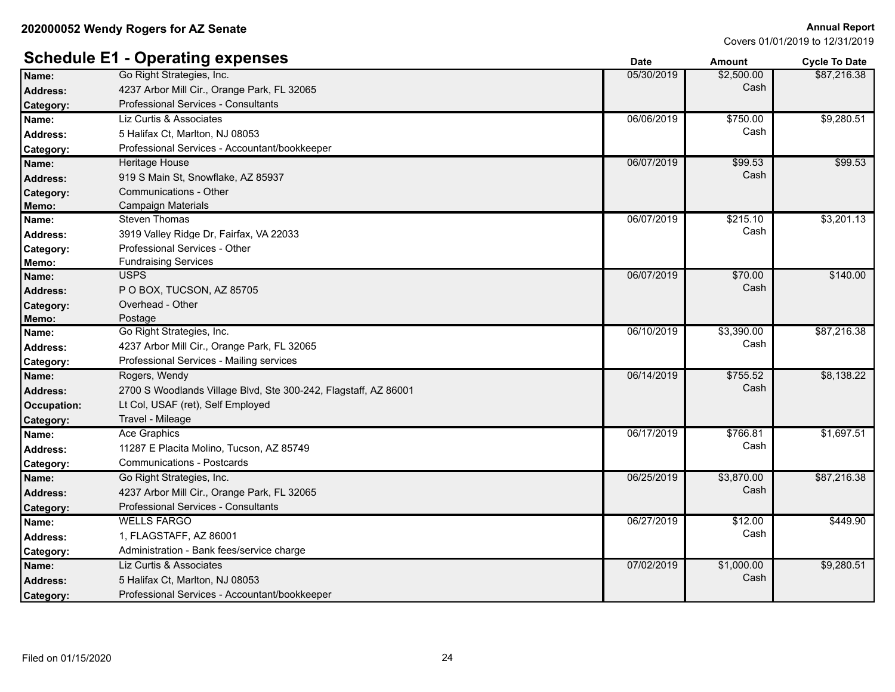**202000052 Wendy Rogers for AZ Senate**

**Annual Report**
Covers 01/01/2019 to 12/31/2019

## Schedule E1 - Operating expenses

| | | Date | Amount | Cycle To Date |
|---|---|---|---|---|
| **Name:** | Go Right Strategies, Inc. | 05/30/2019 | $2,500.00 Cash | $87,216.38 |
| **Address:** | 4237 Arbor Mill Cir., Orange Park, FL 32065 | | | |
| **Category:** | Professional Services - Consultants | | | |
| **Name:** | Liz Curtis & Associates | 06/06/2019 | $750.00 Cash | $9,280.51 |
| **Address:** | 5 Halifax Ct, Marlton, NJ 08053 | | | |
| **Category:** | Professional Services - Accountant/bookkeeper | | | |
| **Name:** | Heritage House | 06/07/2019 | $99.53 Cash | $99.53 |
| **Address:** | 919 S Main St, Snowflake, AZ 85937 | | | |
| **Category:** | Communications - Other | | | |
| **Memo:** | Campaign Materials | | | |
| **Name:** | Steven Thomas | 06/07/2019 | $215.10 Cash | $3,201.13 |
| **Address:** | 3919 Valley Ridge Dr, Fairfax, VA 22033 | | | |
| **Category:** | Professional Services - Other | | | |
| **Memo:** | Fundraising Services | | | |
| **Name:** | USPS | 06/07/2019 | $70.00 Cash | $140.00 |
| **Address:** | P O BOX, TUCSON, AZ 85705 | | | |
| **Category:** | Overhead - Other | | | |
| **Memo:** | Postage | | | |
| **Name:** | Go Right Strategies, Inc. | 06/10/2019 | $3,390.00 Cash | $87,216.38 |
| **Address:** | 4237 Arbor Mill Cir., Orange Park, FL 32065 | | | |
| **Category:** | Professional Services - Mailing services | | | |
| **Name:** | Rogers, Wendy | 06/14/2019 | $755.52 Cash | $8,138.22 |
| **Address:** | 2700 S Woodlands Village Blvd, Ste 300-242, Flagstaff, AZ 86001 | | | |
| **Occupation:** | Lt Col, USAF (ret), Self Employed | | | |
| **Category:** | Travel - Mileage | | | |
| **Name:** | Ace Graphics | 06/17/2019 | $766.81 Cash | $1,697.51 |
| **Address:** | 11287 E Placita Molino, Tucson, AZ 85749 | | | |
| **Category:** | Communications - Postcards | | | |
| **Name:** | Go Right Strategies, Inc. | 06/25/2019 | $3,870.00 Cash | $87,216.38 |
| **Address:** | 4237 Arbor Mill Cir., Orange Park, FL 32065 | | | |
| **Category:** | Professional Services - Consultants | | | |
| **Name:** | WELLS FARGO | 06/27/2019 | $12.00 Cash | $449.90 |
| **Address:** | 1, FLAGSTAFF, AZ 86001 | | | |
| **Category:** | Administration - Bank fees/service charge | | | |
| **Name:** | Liz Curtis & Associates | 07/02/2019 | $1,000.00 Cash | $9,280.51 |
| **Address:** | 5 Halifax Ct, Marlton, NJ 08053 | | | |
| **Category:** | Professional Services - Accountant/bookkeeper | | | |

Filed on 01/15/2020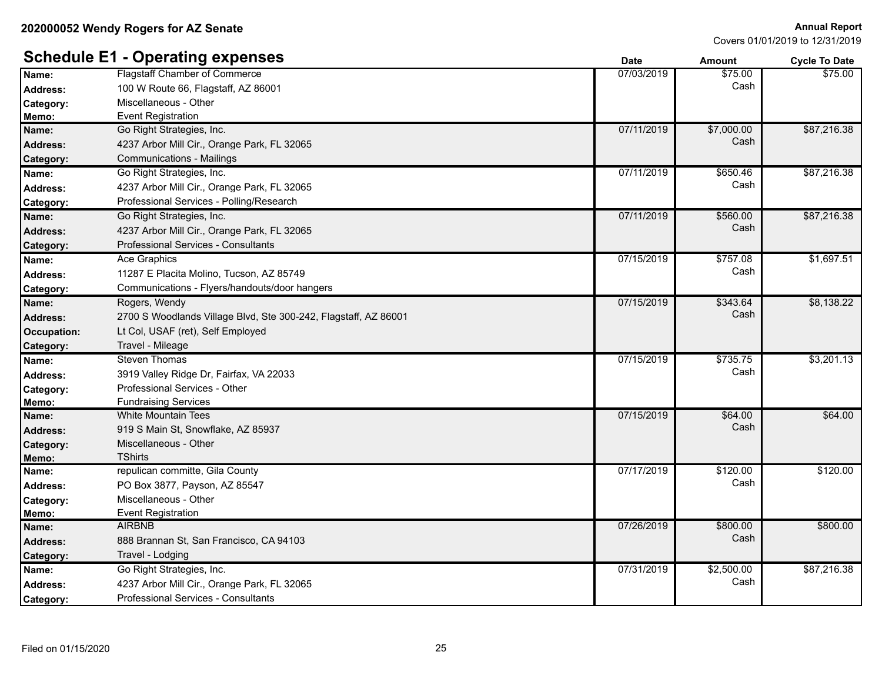**202000052 Wendy Rogers for AZ Senate**

**Annual Report**
Covers 01/01/2019 to 12/31/2019

## Schedule E1 - Operating expenses

| | | Date | Amount | Cycle To Date |
|---|---|---|---|---|
| **Name:** | Flagstaff Chamber of Commerce | 07/03/2019 | $75.00 | $75.00 |
| **Address:** | 100 W Route 66, Flagstaff, AZ 86001 | | Cash | |
| **Category:** | Miscellaneous - Other | | | |
| **Memo:** | Event Registration | | | |
| **Name:** | Go Right Strategies, Inc. | 07/11/2019 | $7,000.00 | $87,216.38 |
| **Address:** | 4237 Arbor Mill Cir., Orange Park, FL 32065 | | Cash | |
| **Category:** | Communications - Mailings | | | |
| **Name:** | Go Right Strategies, Inc. | 07/11/2019 | $650.46 | $87,216.38 |
| **Address:** | 4237 Arbor Mill Cir., Orange Park, FL 32065 | | Cash | |
| **Category:** | Professional Services - Polling/Research | | | |
| **Name:** | Go Right Strategies, Inc. | 07/11/2019 | $560.00 | $87,216.38 |
| **Address:** | 4237 Arbor Mill Cir., Orange Park, FL 32065 | | Cash | |
| **Category:** | Professional Services - Consultants | | | |
| **Name:** | Ace Graphics | 07/15/2019 | $757.08 | $1,697.51 |
| **Address:** | 11287 E Placita Molino, Tucson, AZ 85749 | | Cash | |
| **Category:** | Communications - Flyers/handouts/door hangers | | | |
| **Name:** | Rogers, Wendy | 07/15/2019 | $343.64 | $8,138.22 |
| **Address:** | 2700 S Woodlands Village Blvd, Ste 300-242, Flagstaff, AZ 86001 | | Cash | |
| **Occupation:** | Lt Col, USAF (ret), Self Employed | | | |
| **Category:** | Travel - Mileage | | | |
| **Name:** | Steven Thomas | 07/15/2019 | $735.75 | $3,201.13 |
| **Address:** | 3919 Valley Ridge Dr, Fairfax, VA 22033 | | Cash | |
| **Category:** | Professional Services - Other | | | |
| **Memo:** | Fundraising Services | | | |
| **Name:** | White Mountain Tees | 07/15/2019 | $64.00 | $64.00 |
| **Address:** | 919 S Main St, Snowflake, AZ 85937 | | Cash | |
| **Category:** | Miscellaneous - Other | | | |
| **Memo:** | TShirts | | | |
| **Name:** | repulican committe, Gila County | 07/17/2019 | $120.00 | $120.00 |
| **Address:** | PO Box 3877, Payson, AZ 85547 | | Cash | |
| **Category:** | Miscellaneous - Other | | | |
| **Memo:** | Event Registration | | | |
| **Name:** | AIRBNB | 07/26/2019 | $800.00 | $800.00 |
| **Address:** | 888 Brannan St, San Francisco, CA 94103 | | Cash | |
| **Category:** | Travel - Lodging | | | |
| **Name:** | Go Right Strategies, Inc. | 07/31/2019 | $2,500.00 | $87,216.38 |
| **Address:** | 4237 Arbor Mill Cir., Orange Park, FL 32065 | | Cash | |
| **Category:** | Professional Services - Consultants | | | |

Filed on 01/15/2020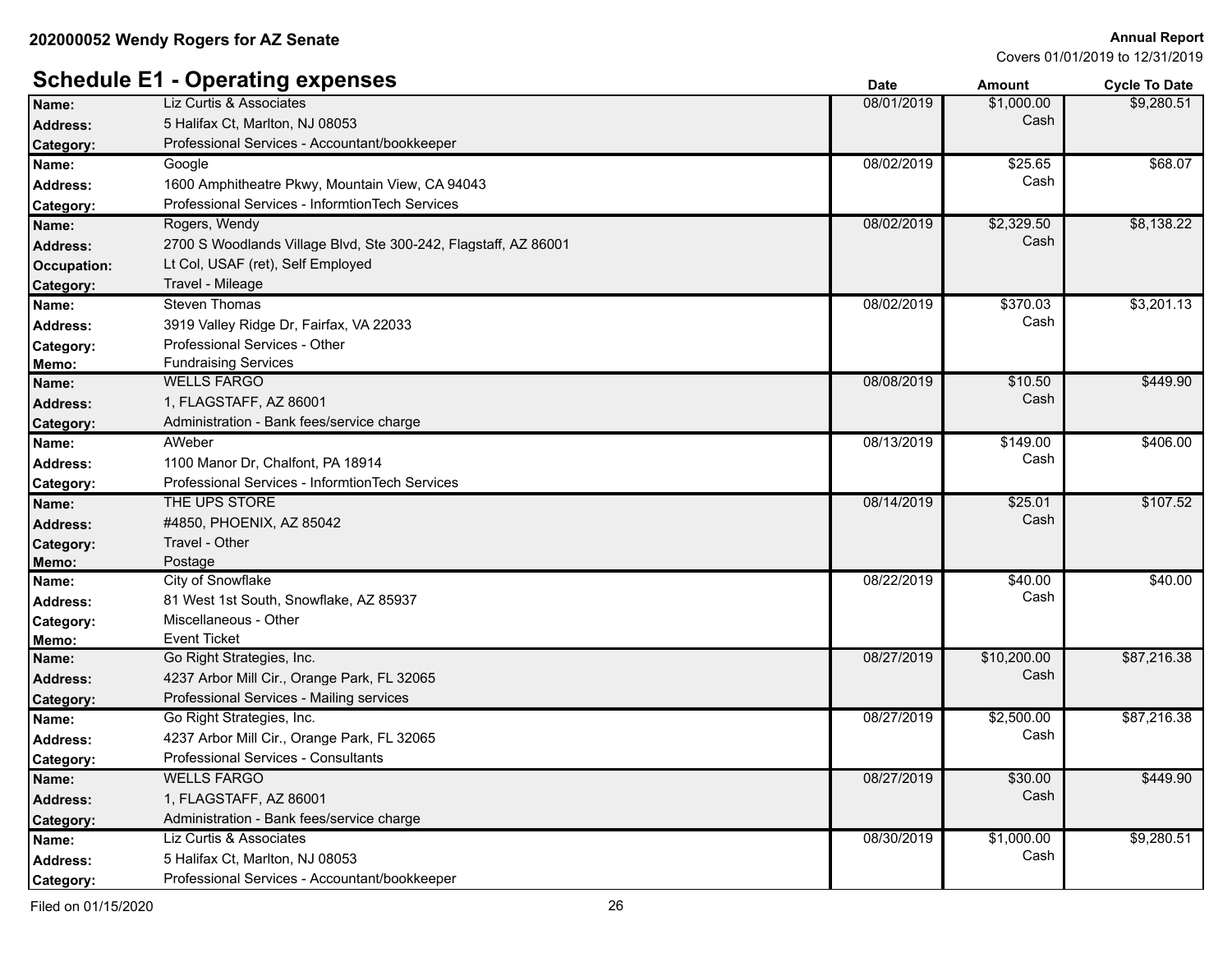**202000052 Wendy Rogers for AZ Senate**

**Annual Report**
Covers 01/01/2019 to 12/31/2019

## Schedule E1 - Operating expenses

| | | Date | Amount | Cycle To Date |
|---|---|---|---|---|
| **Name:** | Liz Curtis & Associates | 08/01/2019 | $1,000.00 Cash | $9,280.51 |
| **Address:** | 5 Halifax Ct, Marlton, NJ 08053 | | | |
| **Category:** | Professional Services - Accountant/bookkeeper | | | |
| **Name:** | Google | 08/02/2019 | $25.65 Cash | $68.07 |
| **Address:** | 1600 Amphitheatre Pkwy, Mountain View, CA 94043 | | | |
| **Category:** | Professional Services - InformtionTech Services | | | |
| **Name:** | Rogers, Wendy | 08/02/2019 | $2,329.50 Cash | $8,138.22 |
| **Address:** | 2700 S Woodlands Village Blvd, Ste 300-242, Flagstaff, AZ 86001 | | | |
| **Occupation:** | Lt Col, USAF (ret), Self Employed | | | |
| **Category:** | Travel - Mileage | | | |
| **Name:** | Steven Thomas | 08/02/2019 | $370.03 Cash | $3,201.13 |
| **Address:** | 3919 Valley Ridge Dr, Fairfax, VA 22033 | | | |
| **Category:** | Professional Services - Other | | | |
| **Memo:** | Fundraising Services | | | |
| **Name:** | WELLS FARGO | 08/08/2019 | $10.50 Cash | $449.90 |
| **Address:** | 1, FLAGSTAFF, AZ 86001 | | | |
| **Category:** | Administration - Bank fees/service charge | | | |
| **Name:** | AWeber | 08/13/2019 | $149.00 Cash | $406.00 |
| **Address:** | 1100 Manor Dr, Chalfont, PA 18914 | | | |
| **Category:** | Professional Services - InformtionTech Services | | | |
| **Name:** | THE UPS STORE | 08/14/2019 | $25.01 Cash | $107.52 |
| **Address:** | #4850, PHOENIX, AZ 85042 | | | |
| **Category:** | Travel - Other | | | |
| **Memo:** | Postage | | | |
| **Name:** | City of Snowflake | 08/22/2019 | $40.00 Cash | $40.00 |
| **Address:** | 81 West 1st South, Snowflake, AZ 85937 | | | |
| **Category:** | Miscellaneous - Other | | | |
| **Memo:** | Event Ticket | | | |
| **Name:** | Go Right Strategies, Inc. | 08/27/2019 | $10,200.00 Cash | $87,216.38 |
| **Address:** | 4237 Arbor Mill Cir., Orange Park, FL 32065 | | | |
| **Category:** | Professional Services - Mailing services | | | |
| **Name:** | Go Right Strategies, Inc. | 08/27/2019 | $2,500.00 Cash | $87,216.38 |
| **Address:** | 4237 Arbor Mill Cir., Orange Park, FL 32065 | | | |
| **Category:** | Professional Services - Consultants | | | |
| **Name:** | WELLS FARGO | 08/27/2019 | $30.00 Cash | $449.90 |
| **Address:** | 1, FLAGSTAFF, AZ 86001 | | | |
| **Category:** | Administration - Bank fees/service charge | | | |
| **Name:** | Liz Curtis & Associates | 08/30/2019 | $1,000.00 Cash | $9,280.51 |
| **Address:** | 5 Halifax Ct, Marlton, NJ 08053 | | | |
| **Category:** | Professional Services - Accountant/bookkeeper | | | |

Filed on 01/15/2020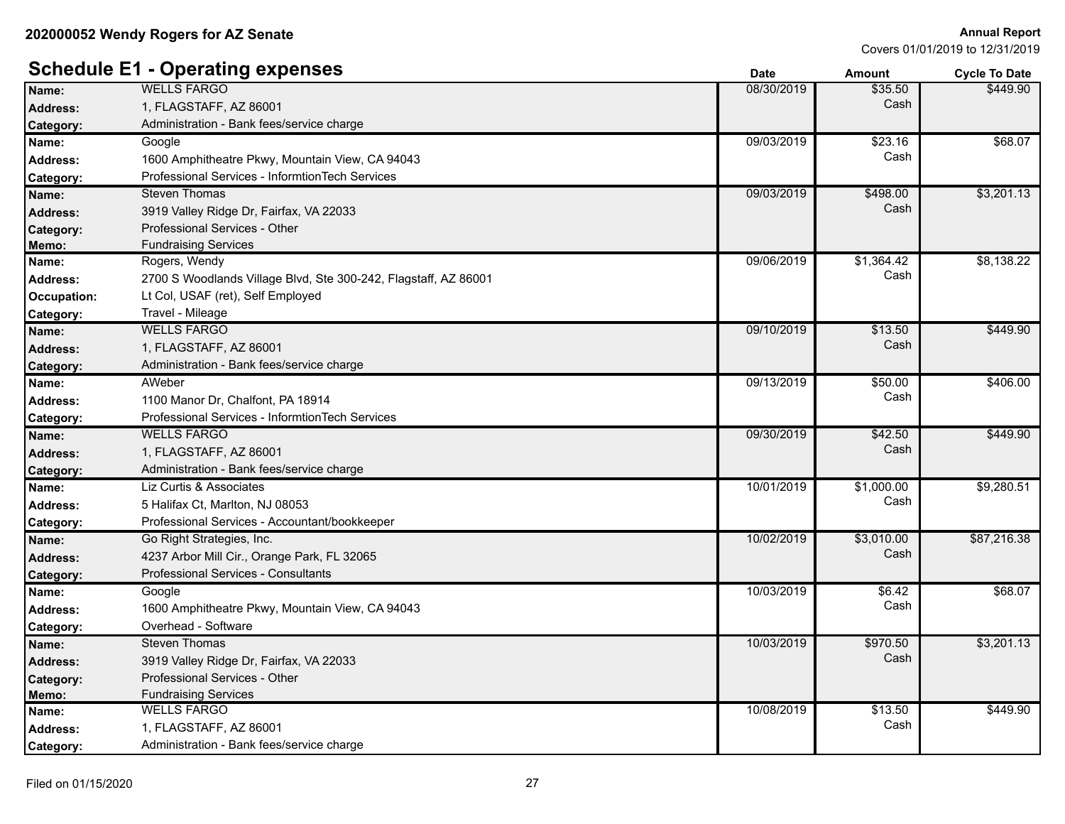**202000052 Wendy Rogers for AZ Senate**

**Annual Report**
Covers 01/01/2019 to 12/31/2019

## Schedule E1 - Operating expenses

| | | Date | Amount | Cycle To Date |
|---|---|---|---|---|
| **Name:** | WELLS FARGO | 08/30/2019 | $35.50 Cash | $449.90 |
| **Address:** | 1, FLAGSTAFF, AZ 86001 | | | |
| **Category:** | Administration - Bank fees/service charge | | | |
| **Name:** | Google | 09/03/2019 | $23.16 Cash | $68.07 |
| **Address:** | 1600 Amphitheatre Pkwy, Mountain View, CA 94043 | | | |
| **Category:** | Professional Services - InformtionTech Services | | | |
| **Name:** | Steven Thomas | 09/03/2019 | $498.00 Cash | $3,201.13 |
| **Address:** | 3919 Valley Ridge Dr, Fairfax, VA 22033 | | | |
| **Category:** | Professional Services - Other | | | |
| **Memo:** | Fundraising Services | | | |
| **Name:** | Rogers, Wendy | 09/06/2019 | $1,364.42 Cash | $8,138.22 |
| **Address:** | 2700 S Woodlands Village Blvd, Ste 300-242, Flagstaff, AZ 86001 | | | |
| **Occupation:** | Lt Col, USAF (ret), Self Employed | | | |
| **Category:** | Travel - Mileage | | | |
| **Name:** | WELLS FARGO | 09/10/2019 | $13.50 Cash | $449.90 |
| **Address:** | 1, FLAGSTAFF, AZ 86001 | | | |
| **Category:** | Administration - Bank fees/service charge | | | |
| **Name:** | AWeber | 09/13/2019 | $50.00 Cash | $406.00 |
| **Address:** | 1100 Manor Dr, Chalfont, PA 18914 | | | |
| **Category:** | Professional Services - InformtionTech Services | | | |
| **Name:** | WELLS FARGO | 09/30/2019 | $42.50 Cash | $449.90 |
| **Address:** | 1, FLAGSTAFF, AZ 86001 | | | |
| **Category:** | Administration - Bank fees/service charge | | | |
| **Name:** | Liz Curtis & Associates | 10/01/2019 | $1,000.00 Cash | $9,280.51 |
| **Address:** | 5 Halifax Ct, Marlton, NJ 08053 | | | |
| **Category:** | Professional Services - Accountant/bookkeeper | | | |
| **Name:** | Go Right Strategies, Inc. | 10/02/2019 | $3,010.00 Cash | $87,216.38 |
| **Address:** | 4237 Arbor Mill Cir., Orange Park, FL 32065 | | | |
| **Category:** | Professional Services - Consultants | | | |
| **Name:** | Google | 10/03/2019 | $6.42 Cash | $68.07 |
| **Address:** | 1600 Amphitheatre Pkwy, Mountain View, CA 94043 | | | |
| **Category:** | Overhead - Software | | | |
| **Name:** | Steven Thomas | 10/03/2019 | $970.50 Cash | $3,201.13 |
| **Address:** | 3919 Valley Ridge Dr, Fairfax, VA 22033 | | | |
| **Category:** | Professional Services - Other | | | |
| **Memo:** | Fundraising Services | | | |
| **Name:** | WELLS FARGO | 10/08/2019 | $13.50 Cash | $449.90 |
| **Address:** | 1, FLAGSTAFF, AZ 86001 | | | |
| **Category:** | Administration - Bank fees/service charge | | | |

Filed on 01/15/2020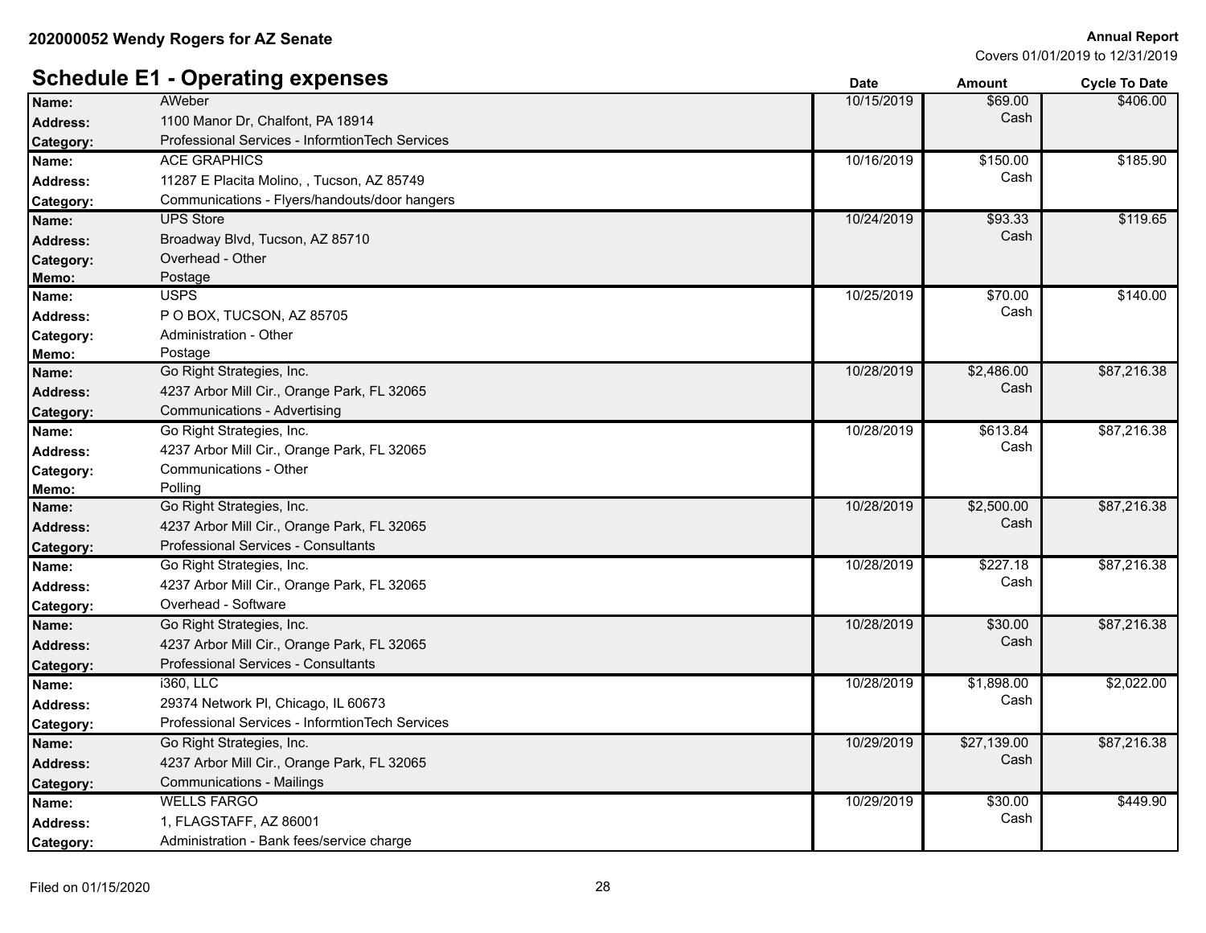**202000052 Wendy Rogers for AZ Senate**

**Annual Report**
Covers 01/01/2019 to 12/31/2019

## Schedule E1 - Operating expenses

| | | Date | Amount | Cycle To Date |
|---|---|---|---|---|
| **Name:** | AWeber | 10/15/2019 | $69.00 | $406.00 |
| **Address:** | 1100 Manor Dr, Chalfont, PA 18914 | | Cash | |
| **Category:** | Professional Services - InformtionTech Services | | | |
| **Name:** | ACE GRAPHICS | 10/16/2019 | $150.00 | $185.90 |
| **Address:** | 11287 E Placita Molino, , Tucson, AZ 85749 | | Cash | |
| **Category:** | Communications - Flyers/handouts/door hangers | | | |
| **Name:** | UPS Store | 10/24/2019 | $93.33 | $119.65 |
| **Address:** | Broadway Blvd, Tucson, AZ 85710 | | Cash | |
| **Category:** | Overhead - Other | | | |
| **Memo:** | Postage | | | |
| **Name:** | USPS | 10/25/2019 | $70.00 | $140.00 |
| **Address:** | P O BOX, TUCSON, AZ 85705 | | Cash | |
| **Category:** | Administration - Other | | | |
| **Memo:** | Postage | | | |
| **Name:** | Go Right Strategies, Inc. | 10/28/2019 | $2,486.00 | $87,216.38 |
| **Address:** | 4237 Arbor Mill Cir., Orange Park, FL 32065 | | Cash | |
| **Category:** | Communications - Advertising | | | |
| **Name:** | Go Right Strategies, Inc. | 10/28/2019 | $613.84 | $87,216.38 |
| **Address:** | 4237 Arbor Mill Cir., Orange Park, FL 32065 | | Cash | |
| **Category:** | Communications - Other | | | |
| **Memo:** | Polling | | | |
| **Name:** | Go Right Strategies, Inc. | 10/28/2019 | $2,500.00 | $87,216.38 |
| **Address:** | 4237 Arbor Mill Cir., Orange Park, FL 32065 | | Cash | |
| **Category:** | Professional Services - Consultants | | | |
| **Name:** | Go Right Strategies, Inc. | 10/28/2019 | $227.18 | $87,216.38 |
| **Address:** | 4237 Arbor Mill Cir., Orange Park, FL 32065 | | Cash | |
| **Category:** | Overhead - Software | | | |
| **Name:** | Go Right Strategies, Inc. | 10/28/2019 | $30.00 | $87,216.38 |
| **Address:** | 4237 Arbor Mill Cir., Orange Park, FL 32065 | | Cash | |
| **Category:** | Professional Services - Consultants | | | |
| **Name:** | i360, LLC | 10/28/2019 | $1,898.00 | $2,022.00 |
| **Address:** | 29374 Network Pl, Chicago, IL 60673 | | Cash | |
| **Category:** | Professional Services - InformtionTech Services | | | |
| **Name:** | Go Right Strategies, Inc. | 10/29/2019 | $27,139.00 | $87,216.38 |
| **Address:** | 4237 Arbor Mill Cir., Orange Park, FL 32065 | | Cash | |
| **Category:** | Communications - Mailings | | | |
| **Name:** | WELLS FARGO | 10/29/2019 | $30.00 | $449.90 |
| **Address:** | 1, FLAGSTAFF, AZ 86001 | | Cash | |
| **Category:** | Administration - Bank fees/service charge | | | |

Filed on 01/15/2020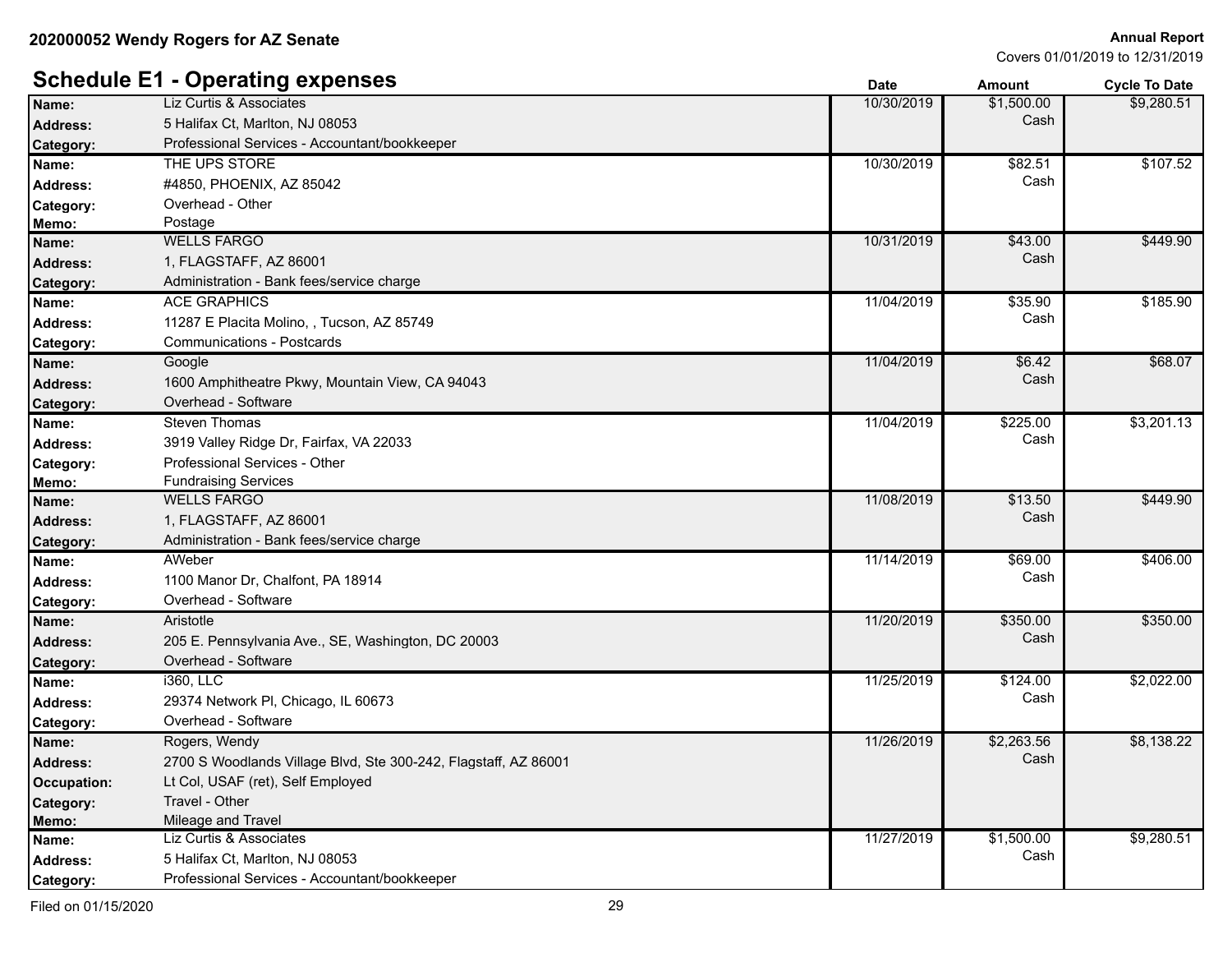## Schedule E1 - Operating expenses

| Field | Details | Date | Amount | Cycle To Date |
|---|---|---|---|---|
| **Name:** | Liz Curtis & Associates | 10/30/2019 | $1,500.00 Cash | $9,280.51 |
| **Address:** | 5 Halifax Ct, Marlton, NJ 08053 | | | |
| **Category:** | Professional Services - Accountant/bookkeeper | | | |
| **Name:** | THE UPS STORE | 10/30/2019 | $82.51 Cash | $107.52 |
| **Address:** | #4850, PHOENIX, AZ 85042 | | | |
| **Category:** | Overhead - Other | | | |
| **Memo:** | Postage | | | |
| **Name:** | WELLS FARGO | 10/31/2019 | $43.00 Cash | $449.90 |
| **Address:** | 1, FLAGSTAFF, AZ 86001 | | | |
| **Category:** | Administration - Bank fees/service charge | | | |
| **Name:** | ACE GRAPHICS | 11/04/2019 | $35.90 Cash | $185.90 |
| **Address:** | 11287 E Placita Molino, , Tucson, AZ 85749 | | | |
| **Category:** | Communications - Postcards | | | |
| **Name:** | Google | 11/04/2019 | $6.42 Cash | $68.07 |
| **Address:** | 1600 Amphitheatre Pkwy, Mountain View, CA 94043 | | | |
| **Category:** | Overhead - Software | | | |
| **Name:** | Steven Thomas | 11/04/2019 | $225.00 Cash | $3,201.13 |
| **Address:** | 3919 Valley Ridge Dr, Fairfax, VA 22033 | | | |
| **Category:** | Professional Services - Other | | | |
| **Memo:** | Fundraising Services | | | |
| **Name:** | WELLS FARGO | 11/08/2019 | $13.50 Cash | $449.90 |
| **Address:** | 1, FLAGSTAFF, AZ 86001 | | | |
| **Category:** | Administration - Bank fees/service charge | | | |
| **Name:** | AWeber | 11/14/2019 | $69.00 Cash | $406.00 |
| **Address:** | 1100 Manor Dr, Chalfont, PA 18914 | | | |
| **Category:** | Overhead - Software | | | |
| **Name:** | Aristotle | 11/20/2019 | $350.00 Cash | $350.00 |
| **Address:** | 205 E. Pennsylvania Ave., SE, Washington, DC 20003 | | | |
| **Category:** | Overhead - Software | | | |
| **Name:** | i360, LLC | 11/25/2019 | $124.00 Cash | $2,022.00 |
| **Address:** | 29374 Network Pl, Chicago, IL 60673 | | | |
| **Category:** | Overhead - Software | | | |
| **Name:** | Rogers, Wendy | 11/26/2019 | $2,263.56 Cash | $8,138.22 |
| **Address:** | 2700 S Woodlands Village Blvd, Ste 300-242, Flagstaff, AZ 86001 | | | |
| **Occupation:** | Lt Col, USAF (ret), Self Employed | | | |
| **Category:** | Travel - Other | | | |
| **Memo:** | Mileage and Travel | | | |
| **Name:** | Liz Curtis & Associates | 11/27/2019 | $1,500.00 Cash | $9,280.51 |
| **Address:** | 5 Halifax Ct, Marlton, NJ 08053 | | | |
| **Category:** | Professional Services - Accountant/bookkeeper | | | |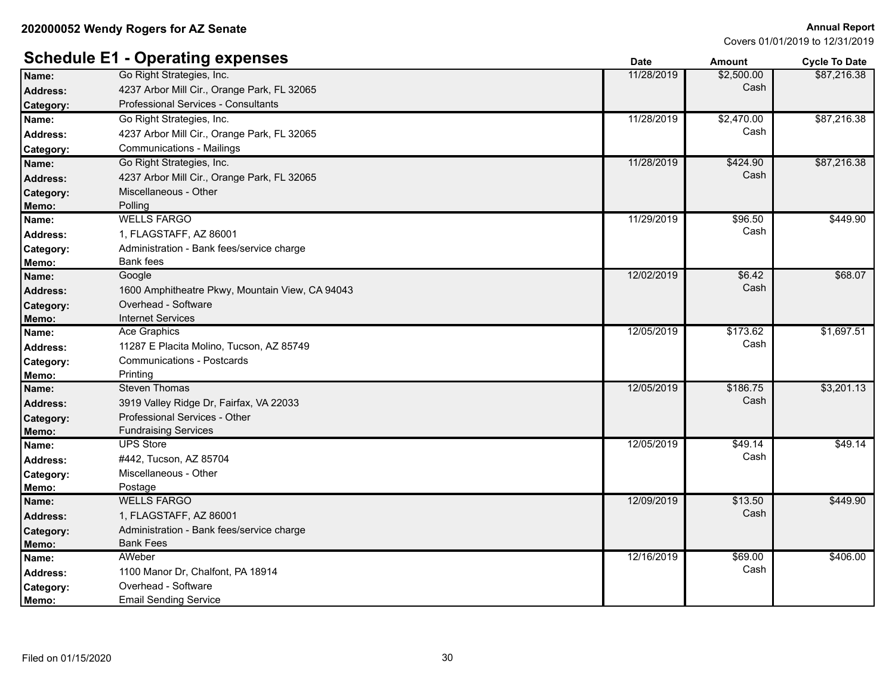**202000052 Wendy Rogers for AZ Senate**

**Annual Report**
Covers 01/01/2019 to 12/31/2019

## Schedule E1 - Operating expenses

| | | Date | Amount | Cycle To Date |
|---|---|---|---|---|
| **Name:** | Go Right Strategies, Inc. | 11/28/2019 | $2,500.00 Cash | $87,216.38 |
| **Address:** | 4237 Arbor Mill Cir., Orange Park, FL 32065 | | | |
| **Category:** | Professional Services - Consultants | | | |
| **Name:** | Go Right Strategies, Inc. | 11/28/2019 | $2,470.00 Cash | $87,216.38 |
| **Address:** | 4237 Arbor Mill Cir., Orange Park, FL 32065 | | | |
| **Category:** | Communications - Mailings | | | |
| **Name:** | Go Right Strategies, Inc. | 11/28/2019 | $424.90 Cash | $87,216.38 |
| **Address:** | 4237 Arbor Mill Cir., Orange Park, FL 32065 | | | |
| **Category:** | Miscellaneous - Other | | | |
| **Memo:** | Polling | | | |
| **Name:** | WELLS FARGO | 11/29/2019 | $96.50 Cash | $449.90 |
| **Address:** | 1, FLAGSTAFF, AZ 86001 | | | |
| **Category:** | Administration - Bank fees/service charge | | | |
| **Memo:** | Bank fees | | | |
| **Name:** | Google | 12/02/2019 | $6.42 Cash | $68.07 |
| **Address:** | 1600 Amphitheatre Pkwy, Mountain View, CA 94043 | | | |
| **Category:** | Overhead - Software | | | |
| **Memo:** | Internet Services | | | |
| **Name:** | Ace Graphics | 12/05/2019 | $173.62 Cash | $1,697.51 |
| **Address:** | 11287 E Placita Molino, Tucson, AZ 85749 | | | |
| **Category:** | Communications - Postcards | | | |
| **Memo:** | Printing | | | |
| **Name:** | Steven Thomas | 12/05/2019 | $186.75 Cash | $3,201.13 |
| **Address:** | 3919 Valley Ridge Dr, Fairfax, VA 22033 | | | |
| **Category:** | Professional Services - Other | | | |
| **Memo:** | Fundraising Services | | | |
| **Name:** | UPS Store | 12/05/2019 | $49.14 Cash | $49.14 |
| **Address:** | #442, Tucson, AZ 85704 | | | |
| **Category:** | Miscellaneous - Other | | | |
| **Memo:** | Postage | | | |
| **Name:** | WELLS FARGO | 12/09/2019 | $13.50 Cash | $449.90 |
| **Address:** | 1, FLAGSTAFF, AZ 86001 | | | |
| **Category:** | Administration - Bank fees/service charge | | | |
| **Memo:** | Bank Fees | | | |
| **Name:** | AWeber | 12/16/2019 | $69.00 Cash | $406.00 |
| **Address:** | 1100 Manor Dr, Chalfont, PA 18914 | | | |
| **Category:** | Overhead - Software | | | |
| **Memo:** | Email Sending Service | | | |

Filed on 01/15/2020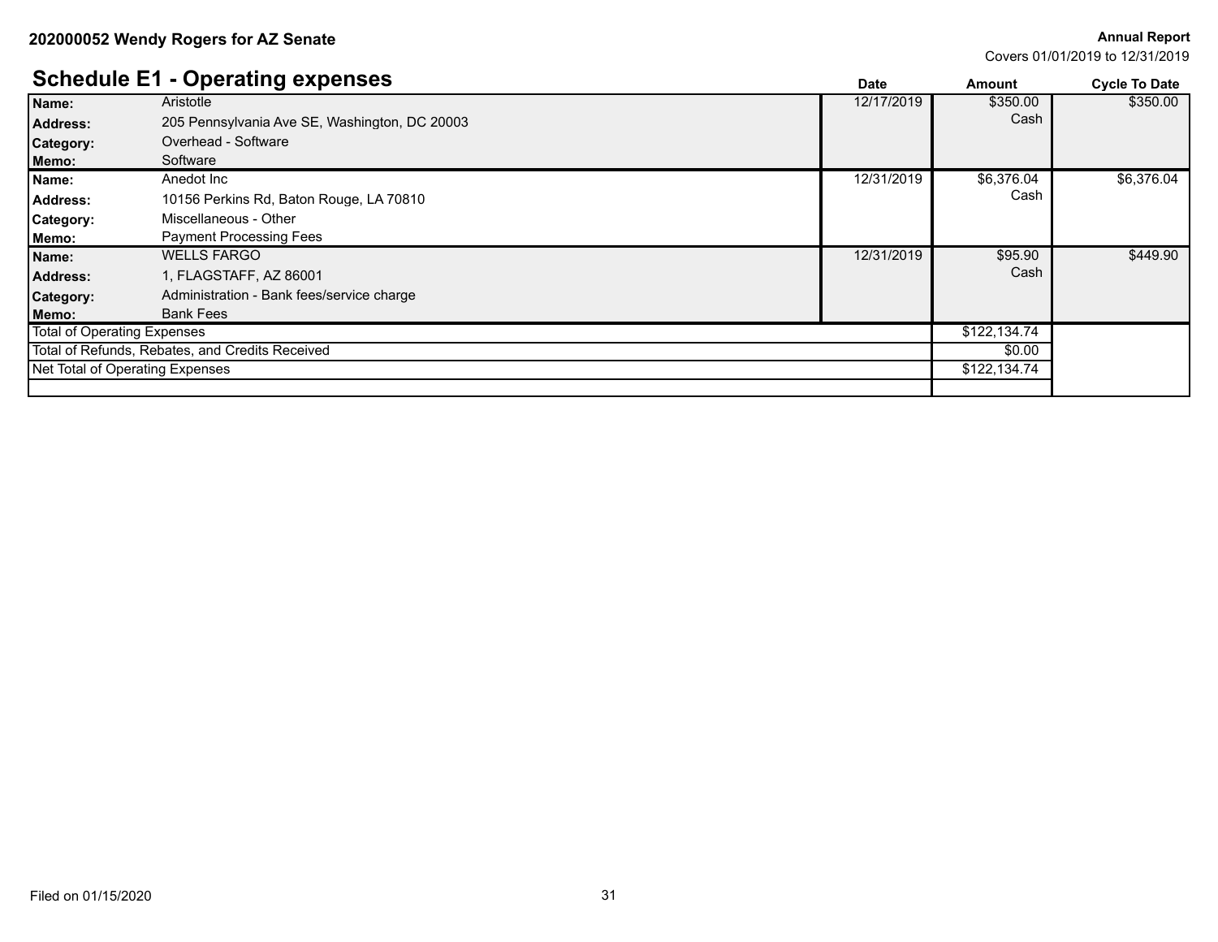**202000052 Wendy Rogers for AZ Senate**

**Annual Report**
Covers 01/01/2019 to 12/31/2019

## Schedule E1 - Operating expenses

| | | Date | Amount | Cycle To Date |
|---|---|---|---|---|
| **Name:** | Aristotle | 12/17/2019 | $350.00 Cash | $350.00 |
| **Address:** | 205 Pennsylvania Ave SE, Washington, DC 20003 | | | |
| **Category:** | Overhead - Software | | | |
| **Memo:** | Software | | | |
| **Name:** | Anedot Inc | 12/31/2019 | $6,376.04 Cash | $6,376.04 |
| **Address:** | 10156 Perkins Rd, Baton Rouge, LA 70810 | | | |
| **Category:** | Miscellaneous - Other | | | |
| **Memo:** | Payment Processing Fees | | | |
| **Name:** | WELLS FARGO | 12/31/2019 | $95.90 Cash | $449.90 |
| **Address:** | 1, FLAGSTAFF, AZ 86001 | | | |
| **Category:** | Administration - Bank fees/service charge | | | |
| **Memo:** | Bank Fees | | | |

| | |
|---|---|
| Total of Operating Expenses | $122,134.74 |
| Total of Refunds, Rebates, and Credits Received | $0.00 |
| Net Total of Operating Expenses | $122,134.74 |

Filed on 01/15/2020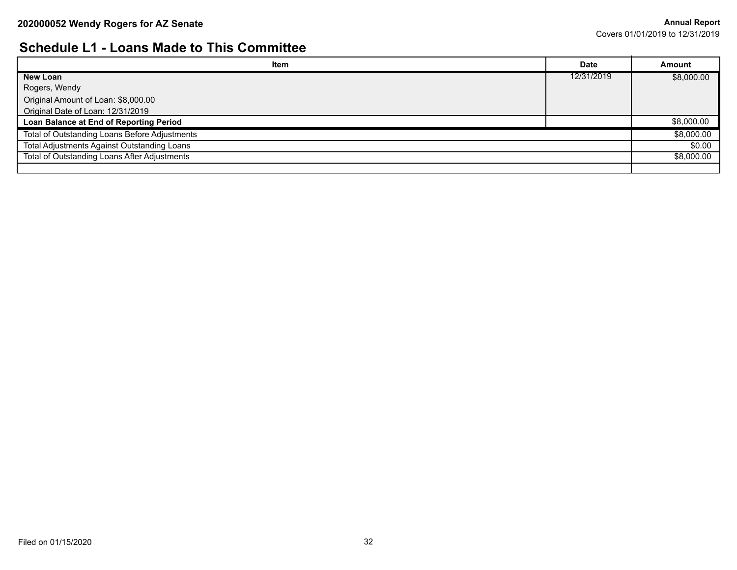**202000052 Wendy Rogers for AZ Senate**

**Annual Report**
Covers 01/01/2019 to 12/31/2019

## Schedule L1 - Loans Made to This Committee

| Item | Date | Amount |
|---|---|---|
| **New Loan**<br>Rogers, Wendy<br>Original Amount of Loan: $8,000.00<br>Original Date of Loan: 12/31/2019 | 12/31/2019 | $8,000.00 |
| **Loan Balance at End of Reporting Period** | | $8,000.00 |
| Total of Outstanding Loans Before Adjustments | | $8,000.00 |
| Total Adjustments Against Outstanding Loans | | $0.00 |
| Total of Outstanding Loans After Adjustments | | $8,000.00 |
| | | |

Filed on 01/15/2020